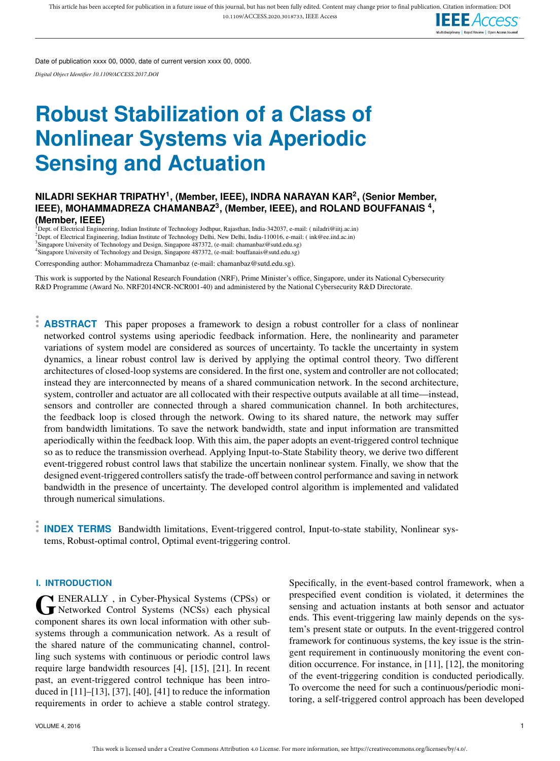Date of publication xxxx 00, 0000, date of current version xxxx 00, 0000.

*Digital Object Identifier 10.1109/ACCESS.2017.DOI*

# Robust Stabilization of a Class of Nonlinear Systems via Aperiodic Sensing and Actuation

**NILADRI SEKHAR TRIPATHY[1], (Member, IEEE), INDRA NARAYAN KAR[2], (Senior Member, IEEE), MOHAMMADREZA CHAMANBAZ[3], (Member, IEEE), and ROLAND BOUFFANAIS [4], (Member, IEEE)**

[1]Dept. of Electrical Engineering, Indian Institute of Technology Jodhpur, Rajasthan, India-342037, e-mail: ( niladri@iitj.ac.in)
[2]Dept. of Electrical Engineering, Indian Institute of Technology Delhi, New Delhi, India-110016, e-mail: ( ink@ee.iitd.ac.in)
[3]Singapore University of Technology and Design, Singapore 487372, (e-mail: chamanbaz@sutd.edu.sg)
[4]Singapore University of Technology and Design, Singapore 487372, (e-mail: bouffanais@sutd.edu.sg)

Corresponding author: Mohammadreza Chamanbaz (e-mail: chamanbaz@sutd.edu.sg).

This work is supported by the National Research Foundation (NRF), Prime Minister's office, Singapore, under its National Cybersecurity R&D Programme (Award No. NRF2014NCR-NCR001-40) and administered by the National Cybersecurity R&D Directorate.

**ABSTRACT** This paper proposes a framework to design a robust controller for a class of nonlinear networked control systems using aperiodic feedback information. Here, the nonlinearity and parameter variations of system model are considered as sources of uncertainty. To tackle the uncertainty in system dynamics, a linear robust control law is derived by applying the optimal control theory. Two different architectures of closed-loop systems are considered. In the first one, system and controller are not collocated; instead they are interconnected by means of a shared communication network. In the second architecture, system, controller and actuator are all collocated with their respective outputs available at all time—instead, sensors and controller are connected through a shared communication channel. In both architectures, the feedback loop is closed through the network. Owing to its shared nature, the network may suffer from bandwidth limitations. To save the network bandwidth, state and input information are transmitted aperiodically within the feedback loop. With this aim, the paper adopts an event-triggered control technique so as to reduce the transmission overhead. Applying Input-to-State Stability theory, we derive two different event-triggered robust control laws that stabilize the uncertain nonlinear system. Finally, we show that the designed event-triggered controllers satisfy the trade-off between control performance and saving in network bandwidth in the presence of uncertainty. The developed control algorithm is implemented and validated through numerical simulations.

**INDEX TERMS** Bandwidth limitations, Event-triggered control, Input-to-state stability, Nonlinear systems, Robust-optimal control, Optimal event-triggering control.

## I. INTRODUCTION

Generally , in Cyber-Physical Systems (CPSs) or Networked Control Systems (NCSs) each physical component shares its own local information with other subsystems through a communication network. As a result of the shared nature of the communicating channel, controlling such systems with continuous or periodic control laws require large bandwidth resources [4], [15], [21]. In recent past, an event-triggered control technique has been introduced in [11]–[13], [37], [40], [41] to reduce the information requirements in order to achieve a stable control strategy. Specifically, in the event-based control framework, when a prespecified event condition is violated, it determines the sensing and actuation instants at both sensor and actuator ends. This event-triggering law mainly depends on the system's present state or outputs. In the event-triggered control framework for continuous systems, the key issue is the stringent requirement in continuously monitoring the event condition occurrence. For instance, in [11], [12], the monitoring of the event-triggering condition is conducted periodically. To overcome the need for such a continuous/periodic monitoring, a self-triggered control approach has been developed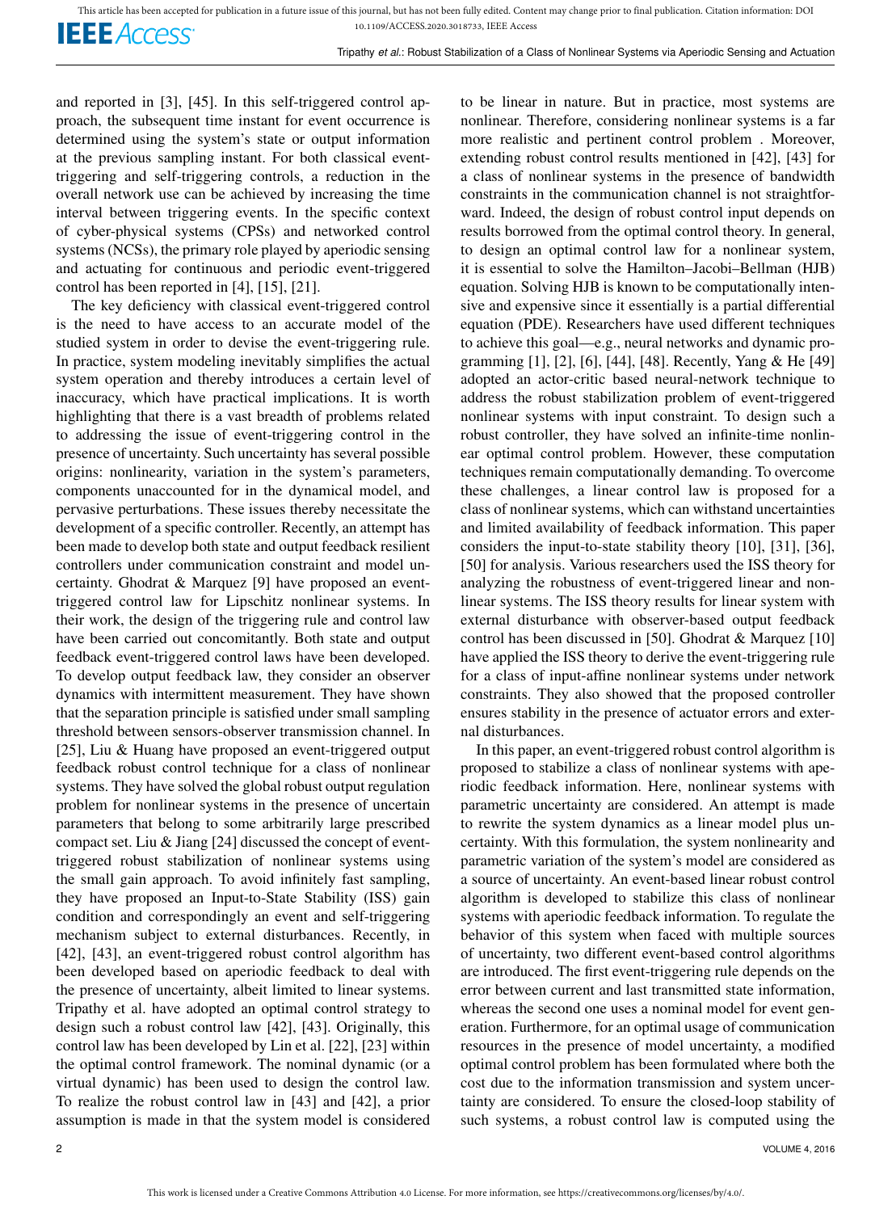and reported in [3], [45]. In this self-triggered control approach, the subsequent time instant for event occurrence is determined using the system's state or output information at the previous sampling instant. For both classical event-triggering and self-triggering controls, a reduction in the overall network use can be achieved by increasing the time interval between triggering events. In the specific context of cyber-physical systems (CPSs) and networked control systems (NCSs), the primary role played by aperiodic sensing and actuating for continuous and periodic event-triggered control has been reported in [4], [15], [21].

The key deficiency with classical event-triggered control is the need to have access to an accurate model of the studied system in order to devise the event-triggering rule. In practice, system modeling inevitably simplifies the actual system operation and thereby introduces a certain level of inaccuracy, which have practical implications. It is worth highlighting that there is a vast breadth of problems related to addressing the issue of event-triggering control in the presence of uncertainty. Such uncertainty has several possible origins: nonlinearity, variation in the system's parameters, components unaccounted for in the dynamical model, and pervasive perturbations. These issues thereby necessitate the development of a specific controller. Recently, an attempt has been made to develop both state and output feedback resilient controllers under communication constraint and model uncertainty. Ghodrat & Marquez [9] have proposed an event-triggered control law for Lipschitz nonlinear systems. In their work, the design of the triggering rule and control law have been carried out concomitantly. Both state and output feedback event-triggered control laws have been developed. To develop output feedback law, they consider an observer dynamics with intermittent measurement. They have shown that the separation principle is satisfied under small sampling threshold between sensors-observer transmission channel. In [25], Liu & Huang have proposed an event-triggered output feedback robust control technique for a class of nonlinear systems. They have solved the global robust output regulation problem for nonlinear systems in the presence of uncertain parameters that belong to some arbitrarily large prescribed compact set. Liu & Jiang [24] discussed the concept of event-triggered robust stabilization of nonlinear systems using the small gain approach. To avoid infinitely fast sampling, they have proposed an Input-to-State Stability (ISS) gain condition and correspondingly an event and self-triggering mechanism subject to external disturbances. Recently, in [42], [43], an event-triggered robust control algorithm has been developed based on aperiodic feedback to deal with the presence of uncertainty, albeit limited to linear systems. Tripathy et al. have adopted an optimal control strategy to design such a robust control law [42], [43]. Originally, this control law has been developed by Lin et al. [22], [23] within the optimal control framework. The nominal dynamic (or a virtual dynamic) has been used to design the control law. To realize the robust control law in [43] and [42], a prior assumption is made in that the system model is considered to be linear in nature. But in practice, most systems are nonlinear. Therefore, considering nonlinear systems is a far more realistic and pertinent control problem . Moreover, extending robust control results mentioned in [42], [43] for a class of nonlinear systems in the presence of bandwidth constraints in the communication channel is not straightforward. Indeed, the design of robust control input depends on results borrowed from the optimal control theory. In general, to design an optimal control law for a nonlinear system, it is essential to solve the Hamilton–Jacobi–Bellman (HJB) equation. Solving HJB is known to be computationally intensive and expensive since it essentially is a partial differential equation (PDE). Researchers have used different techniques to achieve this goal—e.g., neural networks and dynamic programming [1], [2], [6], [44], [48]. Recently, Yang & He [49] adopted an actor-critic based neural-network technique to address the robust stabilization problem of event-triggered nonlinear systems with input constraint. To design such a robust controller, they have solved an infinite-time nonlinear optimal control problem. However, these computation techniques remain computationally demanding. To overcome these challenges, a linear control law is proposed for a class of nonlinear systems, which can withstand uncertainties and limited availability of feedback information. This paper considers the input-to-state stability theory [10], [31], [36], [50] for analysis. Various researchers used the ISS theory for analyzing the robustness of event-triggered linear and nonlinear systems. The ISS theory results for linear system with external disturbance with observer-based output feedback control has been discussed in [50]. Ghodrat & Marquez [10] have applied the ISS theory to derive the event-triggering rule for a class of input-affine nonlinear systems under network constraints. They also showed that the proposed controller ensures stability in the presence of actuator errors and external disturbances.

In this paper, an event-triggered robust control algorithm is proposed to stabilize a class of nonlinear systems with aperiodic feedback information. Here, nonlinear systems with parametric uncertainty are considered. An attempt is made to rewrite the system dynamics as a linear model plus uncertainty. With this formulation, the system nonlinearity and parametric variation of the system's model are considered as a source of uncertainty. An event-based linear robust control algorithm is developed to stabilize this class of nonlinear systems with aperiodic feedback information. To regulate the behavior of this system when faced with multiple sources of uncertainty, two different event-based control algorithms are introduced. The first event-triggering rule depends on the error between current and last transmitted state information, whereas the second one uses a nominal model for event generation. Furthermore, for an optimal usage of communication resources in the presence of model uncertainty, a modified optimal control problem has been formulated where both the cost due to the information transmission and system uncertainty are considered. To ensure the closed-loop stability of such systems, a robust control law is computed using the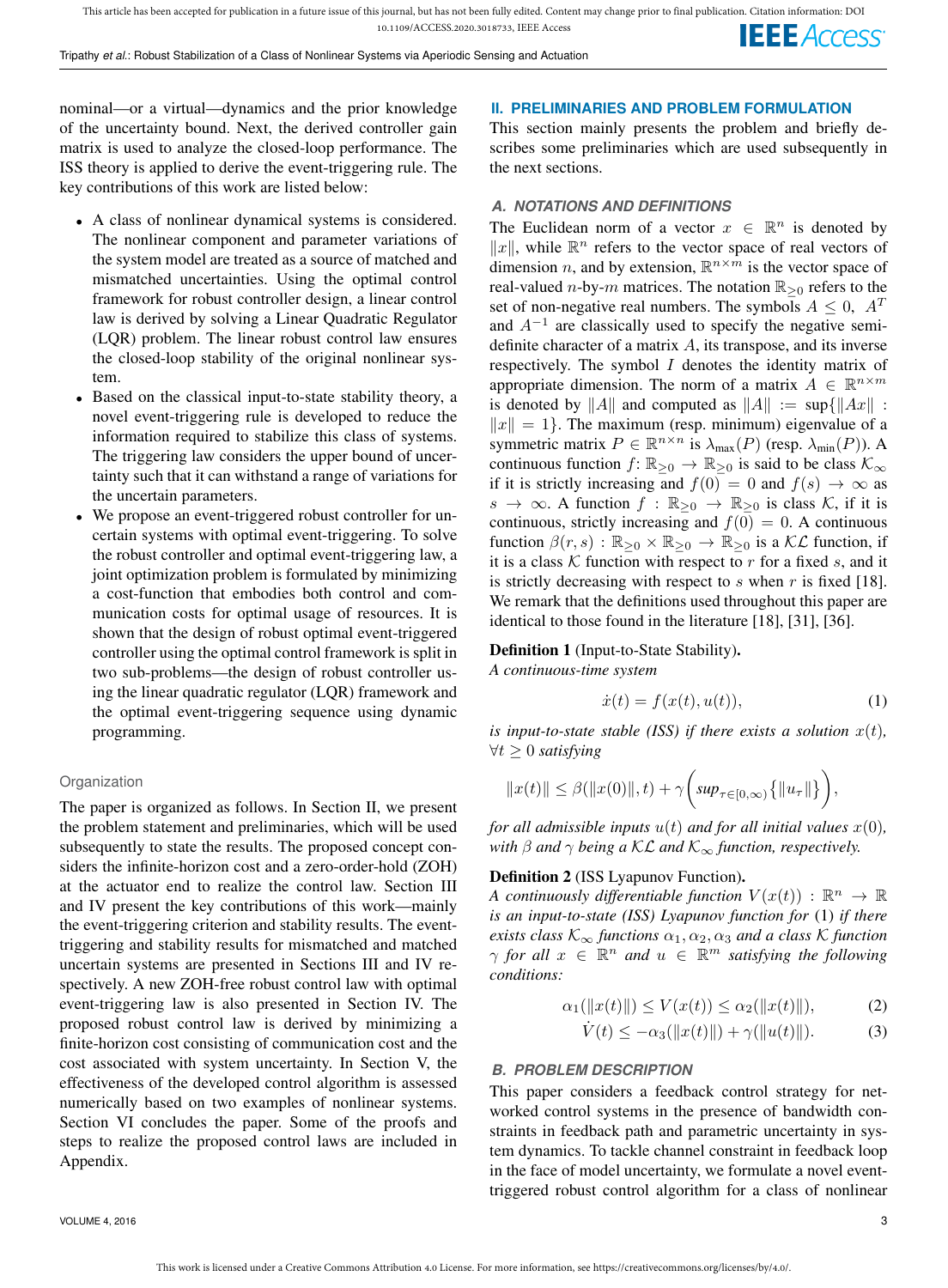nominal—or a virtual—dynamics and the prior knowledge of the uncertainty bound. Next, the derived controller gain matrix is used to analyze the closed-loop performance. The ISS theory is applied to derive the event-triggering rule. The key contributions of this work are listed below:

- A class of nonlinear dynamical systems is considered. The nonlinear component and parameter variations of the system model are treated as a source of matched and mismatched uncertainties. Using the optimal control framework for robust controller design, a linear control law is derived by solving a Linear Quadratic Regulator (LQR) problem. The linear robust control law ensures the closed-loop stability of the original nonlinear system.
- Based on the classical input-to-state stability theory, a novel event-triggering rule is developed to reduce the information required to stabilize this class of systems. The triggering law considers the upper bound of uncertainty such that it can withstand a range of variations for the uncertain parameters.
- We propose an event-triggered robust controller for uncertain systems with optimal event-triggering. To solve the robust controller and optimal event-triggering law, a joint optimization problem is formulated by minimizing a cost-function that embodies both control and communication costs for optimal usage of resources. It is shown that the design of robust optimal event-triggered controller using the optimal control framework is split in two sub-problems—the design of robust controller using the linear quadratic regulator (LQR) framework and the optimal event-triggering sequence using dynamic programming.

### Organization

The paper is organized as follows. In Section II, we present the problem statement and preliminaries, which will be used subsequently to state the results. The proposed concept considers the infinite-horizon cost and a zero-order-hold (ZOH) at the actuator end to realize the control law. Section III and IV present the key contributions of this work—mainly the event-triggering criterion and stability results. The event-triggering and stability results for mismatched and matched uncertain systems are presented in Sections III and IV respectively. A new ZOH-free robust control law with optimal event-triggering law is also presented in Section IV. The proposed robust control law is derived by minimizing a finite-horizon cost consisting of communication cost and the cost associated with system uncertainty. In Section V, the effectiveness of the developed control algorithm is assessed numerically based on two examples of nonlinear systems. Section VI concludes the paper. Some of the proofs and steps to realize the proposed control laws are included in Appendix.

## II. PRELIMINARIES AND PROBLEM FORMULATION

This section mainly presents the problem and briefly describes some preliminaries which are used subsequently in the next sections.

### A. NOTATIONS AND DEFINITIONS

The Euclidean norm of a vector $x \in \mathbb{R}^n$ is denoted by $\|x\|$, while $\mathbb{R}^n$ refers to the vector space of real vectors of dimension $n$, and by extension, $\mathbb{R}^{n\times m}$ is the vector space of real-valued $n$-by-$m$ matrices. The notation $\mathbb{R}_{\geq 0}$ refers to the set of non-negative real numbers. The symbols $A \leq 0$, $A^T$ and $A^{-1}$ are classically used to specify the negative semi-definite character of a matrix $A$, its transpose, and its inverse respectively. The symbol $I$ denotes the identity matrix of appropriate dimension. The norm of a matrix $A \in \mathbb{R}^{n\times m}$ is denoted by $\|A\|$ and computed as $\|A\| := \sup\{\|Ax\| : \|x\| = 1\}$. The maximum (resp. minimum) eigenvalue of a symmetric matrix $P \in \mathbb{R}^{n\times n}$ is $\lambda_{\max}(P)$ (resp. $\lambda_{\min}(P)$). A continuous function $f$: $\mathbb{R}_{\geq 0} \to \mathbb{R}_{\geq 0}$ is said to be class $\mathcal{K}_\infty$ if it is strictly increasing and $f(0) = 0$ and $f(s) \to \infty$ as $s \to \infty$. A function $f : \mathbb{R}_{\geq 0} \to \mathbb{R}_{\geq 0}$ is class $\mathcal{K}$, if it is continuous, strictly increasing and $f(0) = 0$. A continuous function $\beta(r, s) : \mathbb{R}_{\geq 0} \times \mathbb{R}_{\geq 0} \to \mathbb{R}_{\geq 0}$ is a $\mathcal{KL}$ function, if it is a class $\mathcal{K}$ function with respect to $r$ for a fixed $s$, and it is strictly decreasing with respect to $s$ when $r$ is fixed [18]. We remark that the definitions used throughout this paper are identical to those found in the literature [18], [31], [36].

**Definition 1** (Input-to-State Stability).
*A continuous-time system*

$$\dot{x}(t) = f(x(t), u(t)), \tag{1}$$

*is input-to-state stable (ISS) if there exists a solution $x(t)$, $\forall t \geq 0$ satisfying*

$$\|x(t)\| \leq \beta(\|x(0)\|, t) + \gamma\Big(sup_{\tau\in[0,\infty)}\{\|u_\tau\|\}\Big),$$

*for all admissible inputs $u(t)$ and for all initial values $x(0)$, with $\beta$ and $\gamma$ being a $\mathcal{KL}$ and $\mathcal{K}_\infty$ function, respectively.*

**Definition 2** (ISS Lyapunov Function).
*A continuously differentiable function $V(x(t)) : \mathbb{R}^n \to \mathbb{R}$ is an input-to-state (ISS) Lyapunov function for* (1) *if there exists class $\mathcal{K}_\infty$ functions $\alpha_1, \alpha_2, \alpha_3$ and a class $\mathcal{K}$ function $\gamma$ for all $x \in \mathbb{R}^n$ and $u \in \mathbb{R}^m$ satisfying the following conditions:*

$$\alpha_1(\|x(t)\|) \leq V(x(t)) \leq \alpha_2(\|x(t)\|), \tag{2}$$

$$\dot{V}(t) \leq -\alpha_3(\|x(t)\|) + \gamma(\|u(t)\|). \tag{3}$$

### B. PROBLEM DESCRIPTION

This paper considers a feedback control strategy for networked control systems in the presence of bandwidth constraints in feedback path and parametric uncertainty in system dynamics. To tackle channel constraint in feedback loop in the face of model uncertainty, we formulate a novel event-triggered robust control algorithm for a class of nonlinear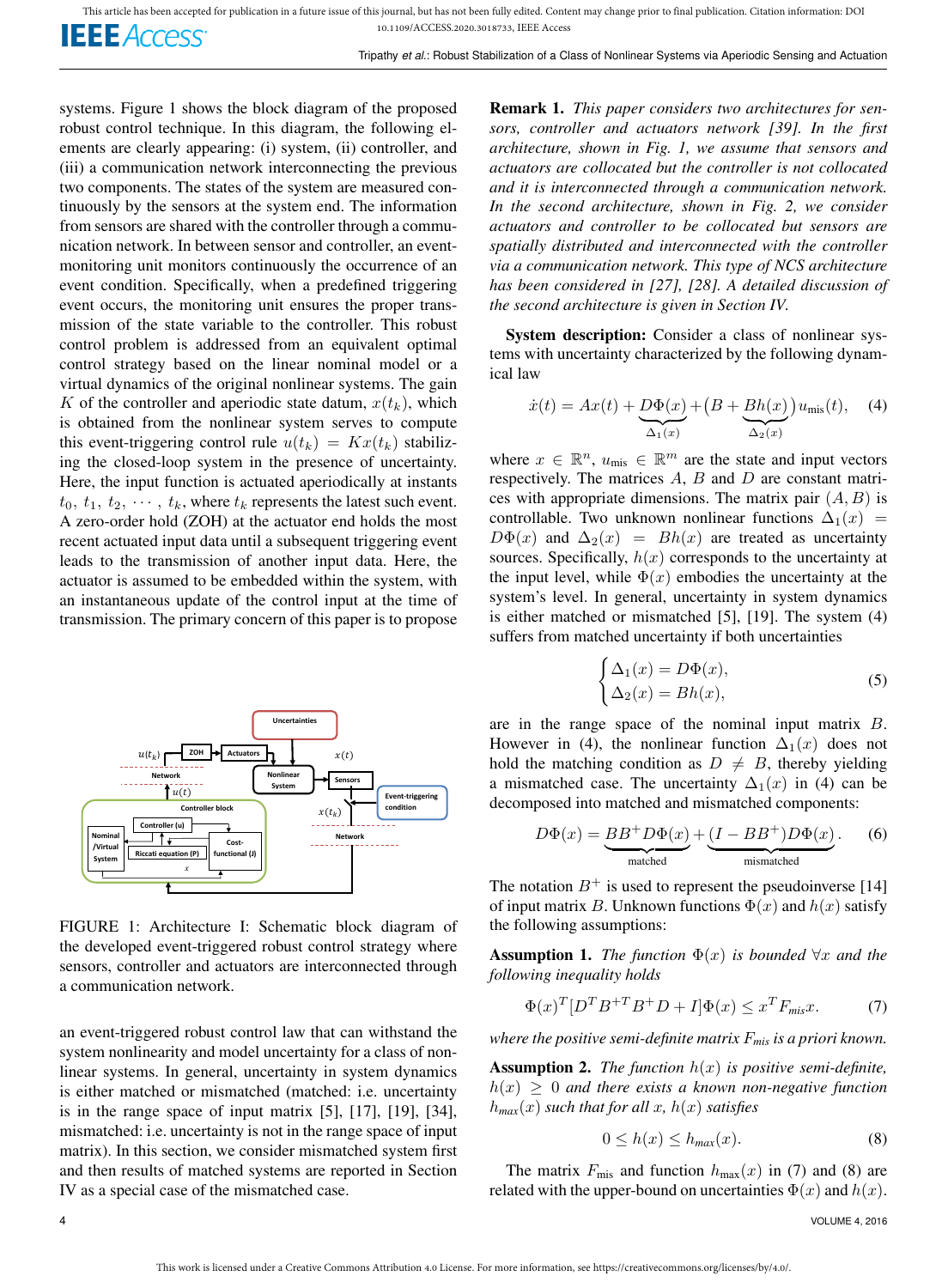systems. Figure 1 shows the block diagram of the proposed robust control technique. In this diagram, the following elements are clearly appearing: (i) system, (ii) controller, and (iii) a communication network interconnecting the previous two components. The states of the system are measured continuously by the sensors at the system end. The information from sensors are shared with the controller through a communication network. In between sensor and controller, an event-monitoring unit monitors continuously the occurrence of an event condition. Specifically, when a predefined triggering event occurs, the monitoring unit ensures the proper transmission of the state variable to the controller. This robust control problem is addressed from an equivalent optimal control strategy based on the linear nominal model or a virtual dynamics of the original nonlinear systems. The gain $K$ of the controller and aperiodic state datum, $x(t_k)$, which is obtained from the nonlinear system serves to compute this event-triggering control rule $u(t_k) = Kx(t_k)$ stabilizing the closed-loop system in the presence of uncertainty. Here, the input function is actuated aperiodically at instants $t_0, t_1, t_2, \cdots, t_k$, where $t_k$ represents the latest such event. A zero-order hold (ZOH) at the actuator end holds the most recent actuated input data until a subsequent triggering event leads to the transmission of another input data. Here, the actuator is assumed to be embedded within the system, with an instantaneous update of the control input at the time of transmission. The primary concern of this paper is to propose an event-triggered robust control law that can withstand the system nonlinearity and model uncertainty for a class of nonlinear systems. In general, uncertainty in system dynamics is either matched or mismatched (matched: i.e. uncertainty is in the range space of input matrix [5], [17], [19], [34], mismatched: i.e. uncertainty is not in the range space of input matrix). In this section, we consider mismatched system first and then results of matched systems are reported in Section IV as a special case of the mismatched case.

FIGURE 1: Architecture I: Schematic block diagram of the developed event-triggered robust control strategy where sensors, controller and actuators are interconnected through a communication network.

**Remark 1.** *This paper considers two architectures for sensors, controller and actuators network [39]. In the first architecture, shown in Fig. 1, we assume that sensors and actuators are collocated but the controller is not collocated and it is interconnected through a communication network. In the second architecture, shown in Fig. 2, we consider actuators and controller to be collocated but sensors are spatially distributed and interconnected with the controller via a communication network. This type of NCS architecture has been considered in [27], [28]. A detailed discussion of the second architecture is given in Section IV.*

**System description:** Consider a class of nonlinear systems with uncertainty characterized by the following dynamical law

$$\dot{x}(t) = Ax(t) + \underbrace{D\Phi(x)}_{\Delta_1(x)} + \big(B + \underbrace{Bh(x)}_{\Delta_2(x)}\big)u_{\text{mis}}(t), \quad (4)$$

where $x \in \mathbb{R}^n$, $u_{\text{mis}} \in \mathbb{R}^m$ are the state and input vectors respectively. The matrices $A$, $B$ and $D$ are constant matrices with appropriate dimensions. The matrix pair $(A, B)$ is controllable. Two unknown nonlinear functions $\Delta_1(x) = D\Phi(x)$ and $\Delta_2(x) = Bh(x)$ are treated as uncertainty sources. Specifically, $h(x)$ corresponds to the uncertainty at the input level, while $\Phi(x)$ embodies the uncertainty at the system's level. In general, uncertainty in system dynamics is either matched or mismatched [5], [19]. The system (4) suffers from matched uncertainty if both uncertainties

$$\begin{cases} \Delta_1(x) = D\Phi(x), \\ \Delta_2(x) = Bh(x), \end{cases} \quad (5)$$

are in the range space of the nominal input matrix $B$. However in (4), the nonlinear function $\Delta_1(x)$ does not hold the matching condition as $D \neq B$, thereby yielding a mismatched case. The uncertainty $\Delta_1(x)$ in (4) can be decomposed into matched and mismatched components:

$$D\Phi(x) = \underbrace{BB^+D\Phi(x)}_{\text{matched}} + \underbrace{(I - BB^+)D\Phi(x)}_{\text{mismatched}}. \quad (6)$$

The notation $B^+$ is used to represent the pseudoinverse [14] of input matrix $B$. Unknown functions $\Phi(x)$ and $h(x)$ satisfy the following assumptions:

**Assumption 1.** *The function $\Phi(x)$ is bounded $\forall x$ and the following inequality holds*

$$\Phi(x)^T[D^T B^{+T} B^+ D + I]\Phi(x) \leq x^T F_{mis} x. \quad (7)$$

*where the positive semi-definite matrix $F_{mis}$ is a priori known.*

**Assumption 2.** *The function $h(x)$ is positive semi-definite, $h(x) \geq 0$ and there exists a known non-negative function $h_{max}(x)$ such that for all $x$, $h(x)$ satisfies*

$$0 \leq h(x) \leq h_{max}(x). \quad (8)$$

The matrix $F_{\text{mis}}$ and function $h_{\text{max}}(x)$ in (7) and (8) are related with the upper-bound on uncertainties $\Phi(x)$ and $h(x)$.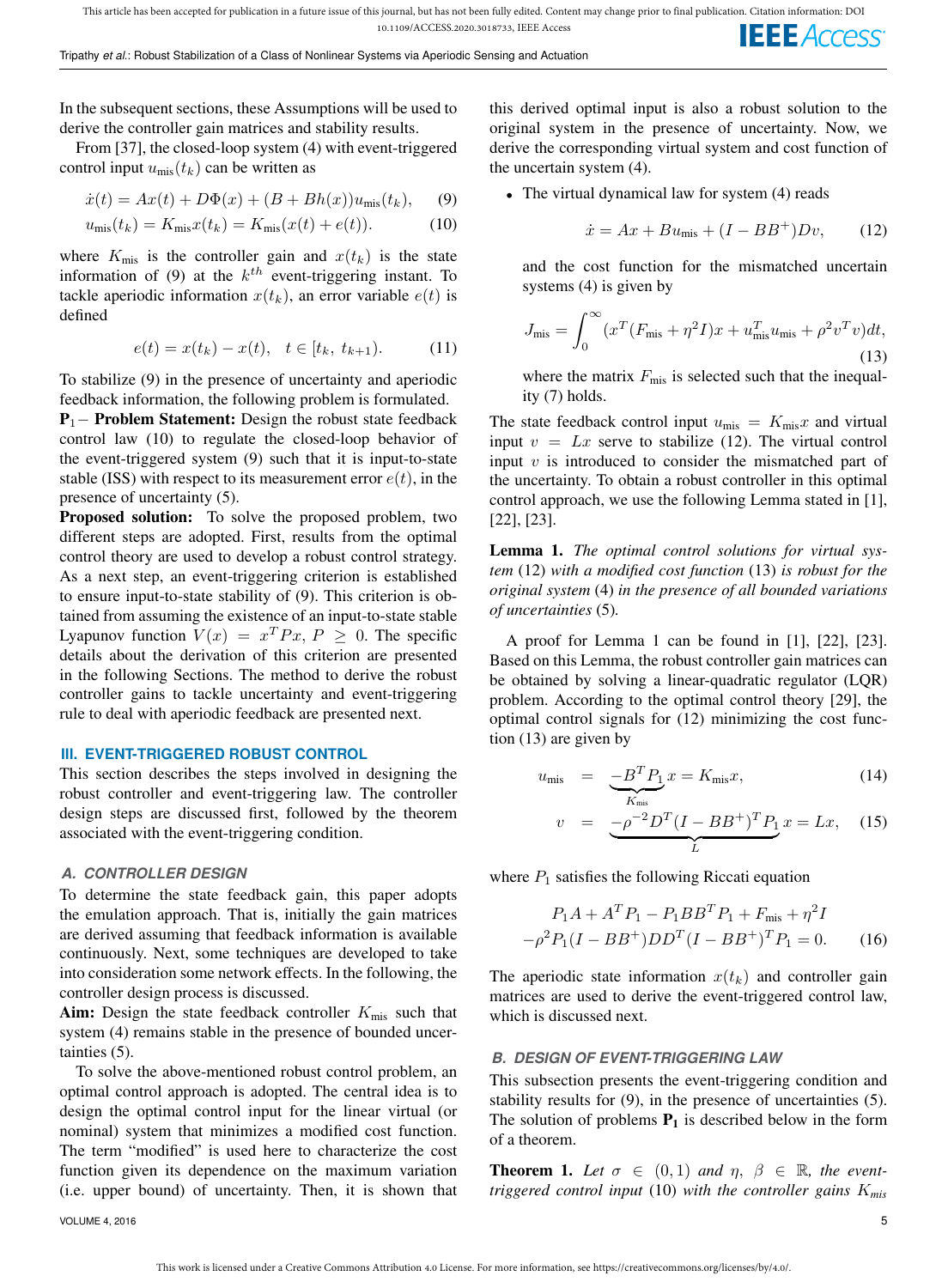In the subsequent sections, these Assumptions will be used to derive the controller gain matrices and stability results.

From [37], the closed-loop system (4) with event-triggered control input $u_{\text{mis}}(t_k)$ can be written as

$$\dot{x}(t) = Ax(t) + D\Phi(x) + (B + Bh(x))u_{\text{mis}}(t_k), \quad (9)$$

$$u_{\text{mis}}(t_k) = K_{\text{mis}}x(t_k) = K_{\text{mis}}(x(t) + e(t)). \quad (10)$$

where $K_{\text{mis}}$ is the controller gain and $x(t_k)$ is the state information of (9) at the $k^{th}$ event-triggering instant. To tackle aperiodic information $x(t_k)$, an error variable $e(t)$ is defined

$$e(t) = x(t_k) - x(t), \quad t \in [t_k,\ t_{k+1}). \quad (11)$$

To stabilize (9) in the presence of uncertainty and aperiodic feedback information, the following problem is formulated.

$\mathbf{P}_1-$ **Problem Statement:** Design the robust state feedback control law (10) to regulate the closed-loop behavior of the event-triggered system (9) such that it is input-to-state stable (ISS) with respect to its measurement error $e(t)$, in the presence of uncertainty (5).

**Proposed solution:** To solve the proposed problem, two different steps are adopted. First, results from the optimal control theory are used to develop a robust control strategy. As a next step, an event-triggering criterion is established to ensure input-to-state stability of (9). This criterion is obtained from assuming the existence of an input-to-state stable Lyapunov function $V(x) = x^TPx,\ P \geq 0$. The specific details about the derivation of this criterion are presented in the following Sections. The method to derive the robust controller gains to tackle uncertainty and event-triggering rule to deal with aperiodic feedback are presented next.

## III. EVENT-TRIGGERED ROBUST CONTROL

This section describes the steps involved in designing the robust controller and event-triggering law. The controller design steps are discussed first, followed by the theorem associated with the event-triggering condition.

### A. CONTROLLER DESIGN

To determine the state feedback gain, this paper adopts the emulation approach. That is, initially the gain matrices are derived assuming that feedback information is available continuously. Next, some techniques are developed to take into consideration some network effects. In the following, the controller design process is discussed.

**Aim:** Design the state feedback controller $K_{\text{mis}}$ such that system (4) remains stable in the presence of bounded uncertainties (5).

To solve the above-mentioned robust control problem, an optimal control approach is adopted. The central idea is to design the optimal control input for the linear virtual (or nominal) system that minimizes a modified cost function. The term "modified" is used here to characterize the cost function given its dependence on the maximum variation (i.e. upper bound) of uncertainty. Then, it is shown that this derived optimal input is also a robust solution to the original system in the presence of uncertainty. Now, we derive the corresponding virtual system and cost function of the uncertain system (4).

- The virtual dynamical law for system (4) reads

$$\dot{x} = Ax + Bu_{\text{mis}} + (I - BB^+)Dv, \quad (12)$$

and the cost function for the mismatched uncertain systems (4) is given by

$$J_{\text{mis}} = \int_0^\infty (x^T(F_{\text{mis}} + \eta^2 I)x + u_{\text{mis}}^T u_{\text{mis}} + \rho^2 v^T v)dt, \quad (13)$$

where the matrix $F_{\text{mis}}$ is selected such that the inequality (7) holds.

The state feedback control input $u_{\text{mis}} = K_{\text{mis}}x$ and virtual input $v = Lx$ serve to stabilize (12). The virtual control input $v$ is introduced to consider the mismatched part of the uncertainty. To obtain a robust controller in this optimal control approach, we use the following Lemma stated in [1], [22], [23].

**Lemma 1.** *The optimal control solutions for virtual system* (12) *with a modified cost function* (13) *is robust for the original system* (4) *in the presence of all bounded variations of uncertainties* (5)*.*

A proof for Lemma 1 can be found in [1], [22], [23]. Based on this Lemma, the robust controller gain matrices can be obtained by solving a linear-quadratic regulator (LQR) problem. According to the optimal control theory [29], the optimal control signals for (12) minimizing the cost function (13) are given by

$$u_{\text{mis}} = \underbrace{-B^TP_1}_{K_{\text{mis}}}x = K_{\text{mis}}x, \quad (14)$$

$$v = \underbrace{-\rho^{-2}D^T(I - BB^+)^TP_1}_{L}x = Lx, \quad (15)$$

where $P_1$ satisfies the following Riccati equation

$$P_1A + A^TP_1 - P_1BB^TP_1 + F_{\text{mis}} + \eta^2 I$$
$$-\rho^2P_1(I - BB^+)DD^T(I - BB^+)^TP_1 = 0. \quad (16)$$

The aperiodic state information $x(t_k)$ and controller gain matrices are used to derive the event-triggered control law, which is discussed next.

### B. DESIGN OF EVENT-TRIGGERING LAW

This subsection presents the event-triggering condition and stability results for (9), in the presence of uncertainties (5). The solution of problems $\mathbf{P_1}$ is described below in the form of a theorem.

**Theorem 1.** *Let $\sigma \in (0, 1)$ and $\eta,\ \beta \in \mathbb{R}$, the event-triggered control input* (10) *with the controller gains $K_{mis}$*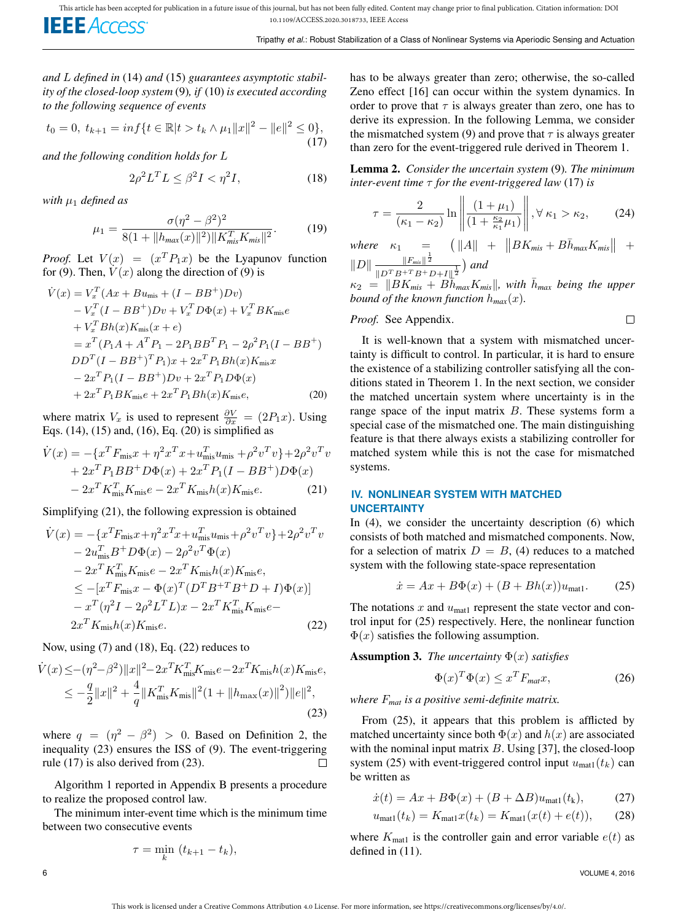*and $L$ defined in* (14) *and* (15) *guarantees asymptotic stability of the closed-loop system* (9)*, if* (10) *is executed according to the following sequence of events*

$$t_0 = 0,\ t_{k+1} = inf\{t \in \mathbb{R} | t > t_k \wedge \mu_1 \|x\|^2 - \|e\|^2 \leq 0\}, \tag{17}$$

*and the following condition holds for $L$*

$$2\rho^2 L^T L \leq \beta^2 I < \eta^2 I, \tag{18}$$

*with $\mu_1$ defined as*

$$\mu_1 = \frac{\sigma(\eta^2 - \beta^2)^2}{8(1 + \|h_{max}(x)\|^2)\|K_{mis}^T K_{mis}\|^2}. \tag{19}$$

*Proof.* Let $V(x) = (x^T P_1 x)$ be the Lyapunov function for (9). Then, $\dot{V}(x)$ along the direction of (9) is

$$\begin{aligned}
\dot{V}(x) &= V_x^T(Ax + Bu_{\text{mis}} + (I - BB^+)Dv) \\
&- V_x^T(I - BB^+)Dv + V_x^T D\Phi(x) + V_x^T BK_{\text{mis}} e \\
&+ V_x^T Bh(x) K_{\text{mis}}(x + e) \\
&= x^T(P_1 A + A^T P_1 - 2P_1 BB^T P_1 - 2\rho^2 P_1 (I - BB^+) \\
&DD^T (I - BB^+)^T P_1)x + 2x^T P_1 Bh(x) K_{\text{mis}} x \\
&- 2x^T P_1 (I - BB^+)Dv + 2x^T P_1 D\Phi(x) \\
&+ 2x^T P_1 BK_{\text{mis}} e + 2x^T P_1 Bh(x) K_{\text{mis}} e,
\end{aligned} \tag{20}$$

where matrix $V_x$ is used to represent $\frac{\partial V}{\partial x} = (2P_1 x)$. Using Eqs. (14), (15) and, (16), Eq. (20) is simplified as

$$\begin{aligned}
\dot{V}(x) &= -\{x^T F_{\text{mis}} x + \eta^2 x^T x + u_{\text{mis}}^T u_{\text{mis}} + \rho^2 v^T v\} + 2\rho^2 v^T v \\
&+ 2x^T P_1 BB^+ D\Phi(x) + 2x^T P_1 (I - BB^+) D\Phi(x) \\
&- 2x^T K_{\text{mis}}^T K_{\text{mis}} e - 2x^T K_{\text{mis}} h(x) K_{\text{mis}} e.
\end{aligned} \tag{21}$$

Simplifying (21), the following expression is obtained

$$\begin{aligned}
\dot{V}(x) &= -\{x^T F_{\text{mis}} x + \eta^2 x^T x + u_{\text{mis}}^T u_{\text{mis}} + \rho^2 v^T v\} + 2\rho^2 v^T v \\
&- 2u_{\text{mis}}^T B^+ D\Phi(x) - 2\rho^2 v^T \Phi(x) \\
&- 2x^T K_{\text{mis}}^T K_{\text{mis}} e - 2x^T K_{\text{mis}} h(x) K_{\text{mis}} e, \\
&\leq -[x^T F_{\text{mis}} x - \Phi(x)^T (D^T B^{+T} B^+ D + I)\Phi(x)] \\
&- x^T(\eta^2 I - 2\rho^2 L^T L)x - 2x^T K_{\text{mis}}^T K_{\text{mis}} e - \\
&2x^T K_{\text{mis}} h(x) K_{\text{mis}} e.
\end{aligned} \tag{22}$$

Now, using (7) and (18), Eq. (22) reduces to

$$\begin{aligned}
\dot{V}(x) &\leq -(\eta^2 - \beta^2)\|x\|^2 - 2x^T K_{\text{mis}}^T K_{\text{mis}} e - 2x^T K_{\text{mis}} h(x) K_{\text{mis}} e, \\
&\leq -\frac{q}{2}\|x\|^2 + \frac{4}{q}\|K_{\text{mis}}^T K_{\text{mis}}\|^2 (1 + \|h_{\max}(x)\|^2)\|e\|^2,
\end{aligned} \tag{23}$$

where $q = (\eta^2 - \beta^2) > 0$. Based on Definition 2, the inequality (23) ensures the ISS of (9). The event-triggering rule (17) is also derived from (23). □

Algorithm 1 reported in Appendix B presents a procedure to realize the proposed control law.

The minimum inter-event time which is the minimum time between two consecutive events

$$\tau = \min_k (t_{k+1} - t_k),$$

has to be always greater than zero; otherwise, the so-called Zeno effect [16] can occur within the system dynamics. In order to prove that $\tau$ is always greater than zero, one has to derive its expression. In the following Lemma, we consider the mismatched system (9) and prove that $\tau$ is always greater than zero for the event-triggered rule derived in Theorem 1.

**Lemma 2.** *Consider the uncertain system* (9)*. The minimum inter-event time $\tau$ for the event-triggered law* (17) *is*

$$\tau = \frac{2}{(\kappa_1 - \kappa_2)} \ln \left\| \frac{(1 + \mu_1)}{(1 + \frac{\kappa_2}{\kappa_1}\mu_1)} \right\|, \forall\ \kappa_1 > \kappa_2, \tag{24}$$

*where* $\kappa_1 = \Big(\|A\| + \|BK_{mis} + B\bar{h}_{max} K_{mis}\| + \|D\| \frac{\|F_{mis}\|^{\frac{1}{2}}}{\|D^T B^{+T} B^+ D + I\|^{\frac{1}{2}}}\Big)$ *and* $\kappa_2 = \|BK_{mis} + B\bar{h}_{max} K_{mis}\|$*, with $\bar{h}_{max}$ being the upper bound of the known function $h_{max}(x)$.*

*Proof.* See Appendix. □

It is well-known that a system with mismatched uncertainty is difficult to control. In particular, it is hard to ensure the existence of a stabilizing controller satisfying all the conditions stated in Theorem 1. In the next section, we consider the matched uncertain system where uncertainty is in the range space of the input matrix $B$. These systems form a special case of the mismatched one. The main distinguishing feature is that there always exists a stabilizing controller for matched system while this is not the case for mismatched systems.

## IV. NONLINEAR SYSTEM WITH MATCHED UNCERTAINTY

In (4), we consider the uncertainty description (6) which consists of both matched and mismatched components. Now, for a selection of matrix $D = B$, (4) reduces to a matched system with the following state-space representation

$$\dot{x} = Ax + B\Phi(x) + (B + Bh(x))u_{\text{mat1}}. \tag{25}$$

The notations $x$ and $u_{\text{mat1}}$ represent the state vector and control input for (25) respectively. Here, the nonlinear function $\Phi(x)$ satisfies the following assumption.

**Assumption 3.** *The uncertainty $\Phi(x)$ satisfies*

$$\Phi(x)^T \Phi(x) \leq x^T F_{mat} x, \tag{26}$$

*where $F_{mat}$ is a positive semi-definite matrix.*

From (25), it appears that this problem is afflicted by matched uncertainty since both $\Phi(x)$ and $h(x)$ are associated with the nominal input matrix $B$. Using [37], the closed-loop system (25) with event-triggered control input $u_{\text{mat1}}(t_k)$ can be written as

$$\dot{x}(t) = Ax + B\Phi(x) + (B + \Delta B)u_{\text{mat1}}(t_k), \tag{27}$$

$$u_{\text{mat1}}(t_k) = K_{\text{mat1}} x(t_k) = K_{\text{mat1}}(x(t) + e(t)), \tag{28}$$

where $K_{\text{mat1}}$ is the controller gain and error variable $e(t)$ as defined in (11).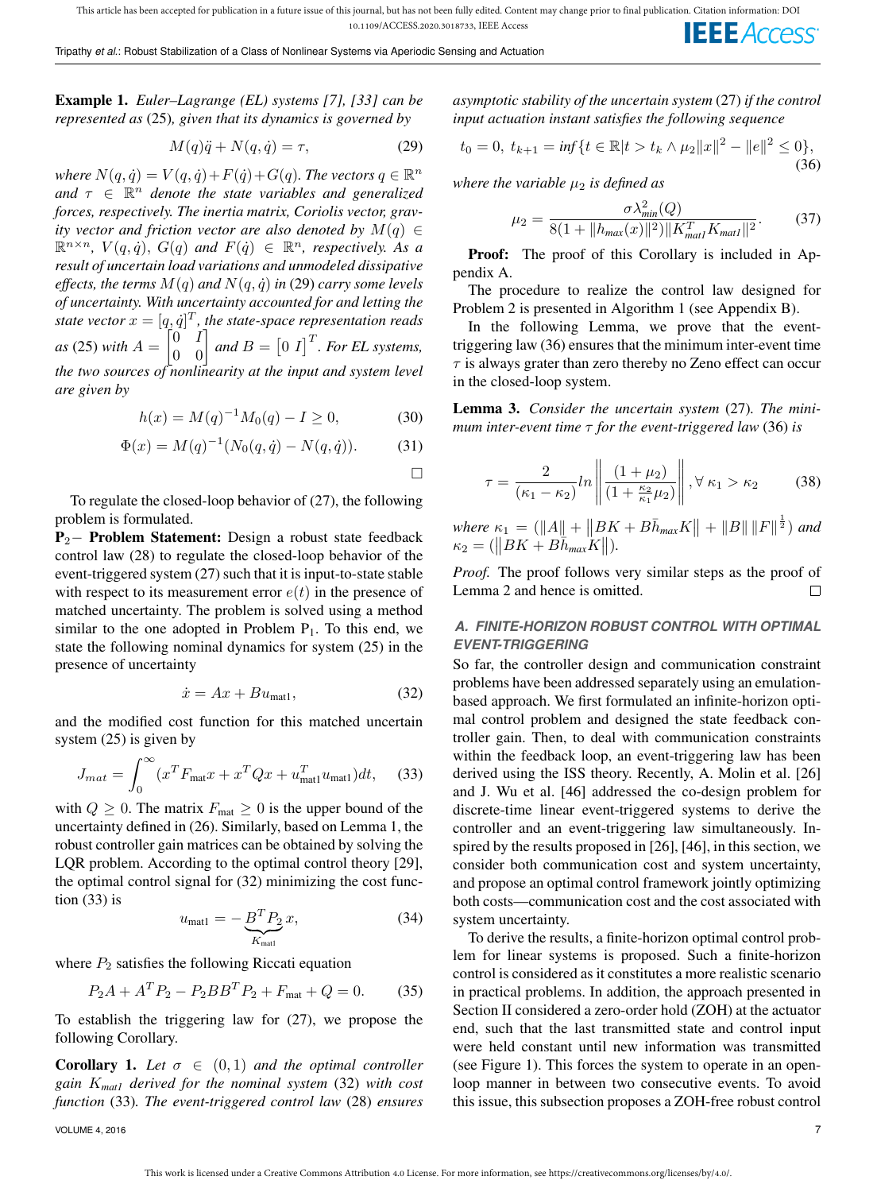**Example 1.** *Euler–Lagrange (EL) systems [7], [33] can be represented as* (25)*, given that its dynamics is governed by*

$$M(q)\ddot{q} + N(q, \dot{q}) = \tau, \tag{29}$$

*where $N(q, \dot{q}) = V(q, \dot{q}) + F(\dot{q}) + G(q)$. The vectors $q \in \mathbb{R}^n$ and $\tau \in \mathbb{R}^n$ denote the state variables and generalized forces, respectively. The inertia matrix, Coriolis vector, gravity vector and friction vector are also denoted by $M(q) \in \mathbb{R}^{n\times n}$, $V(q, \dot{q})$, $G(q)$ and $F(\dot{q}) \in \mathbb{R}^n$, respectively. As a result of uncertain load variations and unmodeled dissipative effects, the terms $M(q)$ and $N(q, \dot{q})$ in* (29) *carry some levels of uncertainty. With uncertainty accounted for and letting the state vector $x = [q, \dot{q}]^T$, the state-space representation reads as* (25) *with $A = \begin{bmatrix} 0 & I \\ 0 & 0 \end{bmatrix}$ and $B = \begin{bmatrix} 0 & I \end{bmatrix}^T$. For EL systems, the two sources of nonlinearity at the input and system level are given by*

$$h(x) = M(q)^{-1}M_0(q) - I \geq 0, \tag{30}$$

$$\Phi(x) = M(q)^{-1}(N_0(q, \dot{q}) - N(q, \dot{q})). \tag{31}$$

□

To regulate the closed-loop behavior of (27), the following problem is formulated.

**$P_2-$ Problem Statement:** Design a robust state feedback control law (28) to regulate the closed-loop behavior of the event-triggered system (27) such that it is input-to-state stable with respect to its measurement error $e(t)$ in the presence of matched uncertainty. The problem is solved using a method similar to the one adopted in Problem $P_1$. To this end, we state the following nominal dynamics for system (25) in the presence of uncertainty

$$\dot{x} = Ax + Bu_{\text{mat1}}, \tag{32}$$

and the modified cost function for this matched uncertain system (25) is given by

$$J_{mat} = \int_0^\infty (x^T F_{\text{mat}} x + x^T Q x + u_{\text{mat1}}^T u_{\text{mat1}})dt, \tag{33}$$

with $Q \geq 0$. The matrix $F_{\text{mat}} \geq 0$ is the upper bound of the uncertainty defined in (26). Similarly, based on Lemma 1, the robust controller gain matrices can be obtained by solving the LQR problem. According to the optimal control theory [29], the optimal control signal for (32) minimizing the cost function (33) is

$$u_{\text{mat1}} = -\underbrace{B^T P_2}_{K_{\text{mat1}}} x, \tag{34}$$

where $P_2$ satisfies the following Riccati equation

$$P_2 A + A^T P_2 - P_2 B B^T P_2 + F_{\text{mat}} + Q = 0. \tag{35}$$

To establish the triggering law for (27), we propose the following Corollary.

**Corollary 1.** *Let $\sigma \in (0, 1)$ and the optimal controller gain $K_{matI}$ derived for the nominal system* (32) *with cost function* (33)*. The event-triggered control law* (28) *ensures asymptotic stability of the uncertain system* (27) *if the control input actuation instant satisfies the following sequence*

$$t_0 = 0,\ t_{k+1} = \inf\{t \in \mathbb{R} | t > t_k \wedge \mu_2 \|x\|^2 - \|e\|^2 \leq 0\}, \tag{36}$$

*where the variable $\mu_2$ is defined as*

$$\mu_2 = \frac{\sigma \lambda_{min}^2(Q)}{8(1 + \|h_{max}(x)\|^2)\|K_{matI}^T K_{matI}\|^2}. \tag{37}$$

**Proof:** The proof of this Corollary is included in Appendix A.

The procedure to realize the control law designed for Problem 2 is presented in Algorithm 1 (see Appendix B).

In the following Lemma, we prove that the event-triggering law (36) ensures that the minimum inter-event time $\tau$ is always grater than zero thereby no Zeno effect can occur in the closed-loop system.

**Lemma 3.** *Consider the uncertain system* (27)*. The minimum inter-event time $\tau$ for the event-triggered law* (36) *is*

$$\tau = \frac{2}{(\kappa_1 - \kappa_2)} ln \left\| \frac{(1 + \mu_2)}{(1 + \frac{\kappa_2}{\kappa_1}\mu_2)} \right\|, \forall\, \kappa_1 > \kappa_2 \tag{38}$$

*where $\kappa_1 = (\|A\| + \|BK + B\bar{h}_{max}K\| + \|B\| \, \|F\|^{\frac{1}{2}})$ and $\kappa_2 = (\|BK + B\bar{h}_{max}K\|)$.*

*Proof.* The proof follows very similar steps as the proof of Lemma 2 and hence is omitted. □

### *A. FINITE-HORIZON ROBUST CONTROL WITH OPTIMAL EVENT-TRIGGERING*

So far, the controller design and communication constraint problems have been addressed separately using an emulation-based approach. We first formulated an infinite-horizon optimal control problem and designed the state feedback controller gain. Then, to deal with communication constraints within the feedback loop, an event-triggering law has been derived using the ISS theory. Recently, A. Molin et al. [26] and J. Wu et al. [46] addressed the co-design problem for discrete-time linear event-triggered systems to derive the controller and an event-triggering law simultaneously. Inspired by the results proposed in [26], [46], in this section, we consider both communication cost and system uncertainty, and propose an optimal control framework jointly optimizing both costs—communication cost and the cost associated with system uncertainty.

To derive the results, a finite-horizon optimal control problem for linear systems is proposed. Such a finite-horizon control is considered as it constitutes a more realistic scenario in practical problems. In addition, the approach presented in Section II considered a zero-order hold (ZOH) at the actuator end, such that the last transmitted state and control input were held constant until new information was transmitted (see Figure 1). This forces the system to operate in an open-loop manner in between two consecutive events. To avoid this issue, this subsection proposes a ZOH-free robust control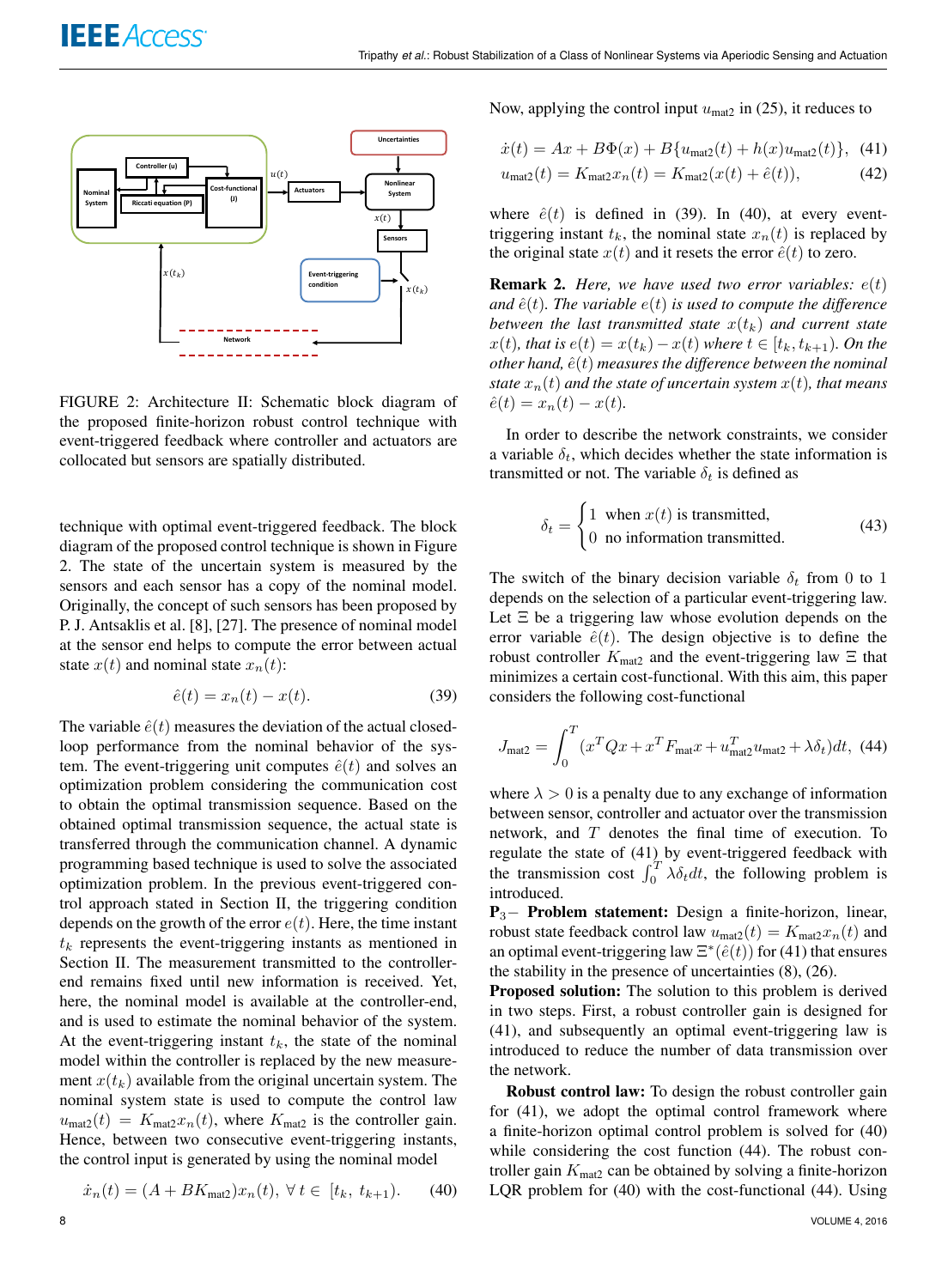FIGURE 2: Architecture II: Schematic block diagram of the proposed finite-horizon robust control technique with event-triggered feedback where controller and actuators are collocated but sensors are spatially distributed.

technique with optimal event-triggered feedback. The block diagram of the proposed control technique is shown in Figure 2. The state of the uncertain system is measured by the sensors and each sensor has a copy of the nominal model. Originally, the concept of such sensors has been proposed by P. J. Antsaklis et al. [8], [27]. The presence of nominal model at the sensor end helps to compute the error between actual state $x(t)$ and nominal state $x_n(t)$:

$$\hat{e}(t) = x_n(t) - x(t). \tag{39}$$

The variable $\hat{e}(t)$ measures the deviation of the actual closed-loop performance from the nominal behavior of the system. The event-triggering unit computes $\hat{e}(t)$ and solves an optimization problem considering the communication cost to obtain the optimal transmission sequence. Based on the obtained optimal transmission sequence, the actual state is transferred through the communication channel. A dynamic programming based technique is used to solve the associated optimization problem. In the previous event-triggered control approach stated in Section II, the triggering condition depends on the growth of the error $e(t)$. Here, the time instant $t_k$ represents the event-triggering instants as mentioned in Section II. The measurement transmitted to the controller-end remains fixed until new information is received. Yet, here, the nominal model is available at the controller-end, and is used to estimate the nominal behavior of the system. At the event-triggering instant $t_k$, the state of the nominal model within the controller is replaced by the new measurement $x(t_k)$ available from the original uncertain system. The nominal system state is used to compute the control law $u_{\text{mat2}}(t) = K_{\text{mat2}} x_n(t)$, where $K_{\text{mat2}}$ is the controller gain. Hence, between two consecutive event-triggering instants, the control input is generated by using the nominal model

$$\dot{x}_n(t) = (A + BK_{\text{mat2}})x_n(t), \ \forall \, t \in [t_k, \, t_{k+1}). \tag{40}$$

Now, applying the control input $u_{\text{mat2}}$ in (25), it reduces to

$$\dot{x}(t) = Ax + B\Phi(x) + B\{u_{\text{mat2}}(t) + h(x)u_{\text{mat2}}(t)\}, \tag{41}$$

$$u_{\text{mat2}}(t) = K_{\text{mat2}} x_n(t) = K_{\text{mat2}}(x(t) + \hat{e}(t)), \tag{42}$$

where $\hat{e}(t)$ is defined in (39). In (40), at every event-triggering instant $t_k$, the nominal state $x_n(t)$ is replaced by the original state $x(t)$ and it resets the error $\hat{e}(t)$ to zero.

**Remark 2.** *Here, we have used two error variables: $e(t)$ and $\hat{e}(t)$. The variable $e(t)$ is used to compute the difference between the last transmitted state $x(t_k)$ and current state $x(t)$, that is $e(t) = x(t_k) - x(t)$ where $t \in [t_k, t_{k+1})$. On the other hand, $\hat{e}(t)$ measures the difference between the nominal state $x_n(t)$ and the state of uncertain system $x(t)$, that means $\hat{e}(t) = x_n(t) - x(t)$.*

In order to describe the network constraints, we consider a variable $\delta_t$, which decides whether the state information is transmitted or not. The variable $\delta_t$ is defined as

$$\delta_t = \begin{cases} 1 & \text{when } x(t) \text{ is transmitted,} \\ 0 & \text{no information transmitted.} \end{cases} \tag{43}$$

The switch of the binary decision variable $\delta_t$ from 0 to 1 depends on the selection of a particular event-triggering law. Let $\Xi$ be a triggering law whose evolution depends on the error variable $\hat{e}(t)$. The design objective is to define the robust controller $K_{\text{mat2}}$ and the event-triggering law $\Xi$ that minimizes a certain cost-functional. With this aim, this paper considers the following cost-functional

$$J_{\text{mat2}} = \int_0^T (x^T Q x + x^T F_{\text{mat}} x + u_{\text{mat2}}^T u_{\text{mat2}} + \lambda \delta_t) dt, \tag{44}$$

where $\lambda > 0$ is a penalty due to any exchange of information between sensor, controller and actuator over the transmission network, and $T$ denotes the final time of execution. To regulate the state of (41) by event-triggered feedback with the transmission cost $\int_0^T \lambda \delta_t dt$, the following problem is introduced.

**P$_3$− Problem statement:** Design a finite-horizon, linear, robust state feedback control law $u_{\text{mat2}}(t) = K_{\text{mat2}} x_n(t)$ and an optimal event-triggering law $\Xi^*(\hat{e}(t))$ for (41) that ensures the stability in the presence of uncertainties (8), (26).

**Proposed solution:** The solution to this problem is derived in two steps. First, a robust controller gain is designed for (41), and subsequently an optimal event-triggering law is introduced to reduce the number of data transmission over the network.

**Robust control law:** To design the robust controller gain for (41), we adopt the optimal control framework where a finite-horizon optimal control problem is solved for (40) while considering the cost function (44). The robust controller gain $K_{\text{mat2}}$ can be obtained by solving a finite-horizon LQR problem for (40) with the cost-functional (44). Using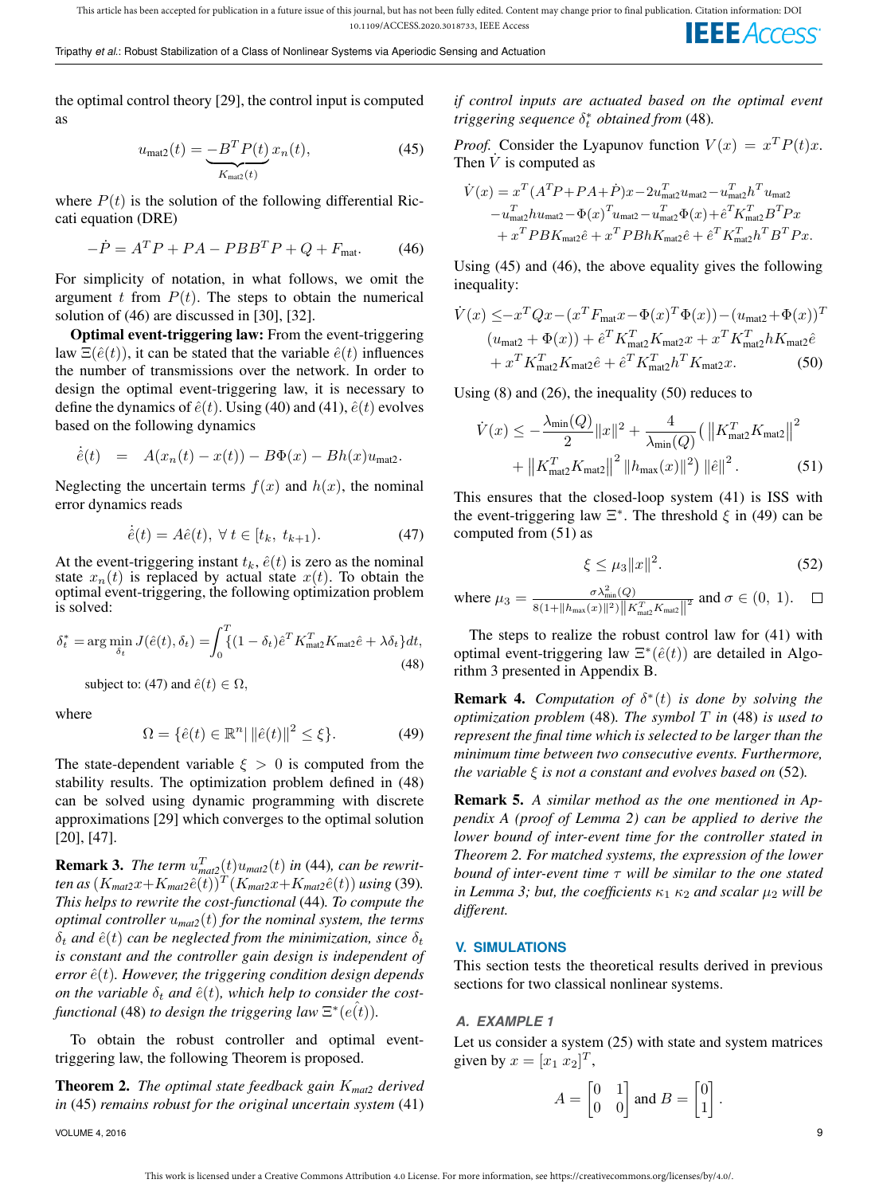the optimal control theory [29], the control input is computed as

$$u_{\text{mat2}}(t) = \underbrace{-B^T P(t)}_{K_{\text{mat2}}(t)} x_n(t), \tag{45}$$

where $P(t)$ is the solution of the following differential Riccati equation (DRE)

$$-\dot{P} = A^T P + PA - PBB^T P + Q + F_{\text{mat}}. \tag{46}$$

For simplicity of notation, in what follows, we omit the argument $t$ from $P(t)$. The steps to obtain the numerical solution of (46) are discussed in [30], [32].

**Optimal event-triggering law:** From the event-triggering law $\Xi(\hat{e}(t))$, it can be stated that the variable $\hat{e}(t)$ influences the number of transmissions over the network. In order to design the optimal event-triggering law, it is necessary to define the dynamics of $\hat{e}(t)$. Using (40) and (41), $\hat{e}(t)$ evolves based on the following dynamics

$$\dot{\hat{e}}(t) \quad = \quad A(x_n(t) - x(t)) - B\Phi(x) - Bh(x)u_{\text{mat2}}.$$

Neglecting the uncertain terms $f(x)$ and $h(x)$, the nominal error dynamics reads

$$\dot{\hat{e}}(t) = A\hat{e}(t), \; \forall\, t \in [t_k,\; t_{k+1}). \tag{47}$$

At the event-triggering instant $t_k$, $\hat{e}(t)$ is zero as the nominal state $x_n(t)$ is replaced by actual state $x(t)$. To obtain the optimal event-triggering, the following optimization problem is solved:

$$\delta_t^* = \arg\min_{\delta_t} J(\hat{e}(t), \delta_t) = \int_0^T \{(1-\delta_t)\hat{e}^T K_{\text{mat2}}^T K_{\text{mat2}}\hat{e} + \lambda\delta_t\}dt, \tag{48}$$

subject to: (47) and $\hat{e}(t) \in \Omega$,

where

$$\Omega = \{\hat{e}(t) \in \mathbb{R}^n | \; \|\hat{e}(t)\|^2 \leq \xi\}. \tag{49}$$

The state-dependent variable $\xi > 0$ is computed from the stability results. The optimization problem defined in (48) can be solved using dynamic programming with discrete approximations [29] which converges to the optimal solution [20], [47].

**Remark 3.** *The term $u_{\text{mat2}}^T(t)u_{\text{mat2}}(t)$ in* (44)*, can be rewritten as $(K_{\text{mat2}}x + K_{\text{mat2}}\hat{e}(t))^T(K_{\text{mat2}}x + K_{\text{mat2}}\hat{e}(t))$ using* (39)*. This helps to rewrite the cost-functional* (44)*. To compute the optimal controller $u_{\text{mat2}}(t)$ for the nominal system, the terms $\delta_t$ and $\hat{e}(t)$ can be neglected from the minimization, since $\delta_t$ is constant and the controller gain design is independent of error $\hat{e}(t)$. However, the triggering condition design depends on the variable $\delta_t$ and $\hat{e}(t)$, which help to consider the cost-functional* (48) *to design the triggering law $\Xi^*(e(t))$.*

To obtain the robust controller and optimal event-triggering law, the following Theorem is proposed.

**Theorem 2.** *The optimal state feedback gain $K_{\text{mat2}}$ derived in* (45) *remains robust for the original uncertain system* (41) *if control inputs are actuated based on the optimal event triggering sequence $\delta_t^*$ obtained from* (48)*.*

*Proof.* Consider the Lyapunov function $V(x) = x^T P(t)x$. Then $\dot{V}$ is computed as

$$\begin{aligned}\dot{V}(x) &= x^T(A^T P + PA + \dot{P})x - 2u_{\text{mat2}}^T u_{\text{mat2}} - u_{\text{mat2}}^T h^T u_{\text{mat2}} \\ &\quad - u_{\text{mat2}}^T h u_{\text{mat2}} - \Phi(x)^T u_{\text{mat2}} - u_{\text{mat2}}^T \Phi(x) + \hat{e}^T K_{\text{mat2}}^T B^T P x \\ &\quad + x^T PBK_{\text{mat2}}\hat{e} + x^T PBhK_{\text{mat2}}\hat{e} + \hat{e}^T K_{\text{mat2}}^T h^T B^T P x.\end{aligned}$$

Using (45) and (46), the above equality gives the following inequality:

$$\begin{aligned}\dot{V}(x) &\leq -x^T Qx - (x^T F_{\text{mat}} x - \Phi(x)^T\Phi(x)) - (u_{\text{mat2}} + \Phi(x))^T \\ &\quad (u_{\text{mat2}} + \Phi(x)) + \hat{e}^T K_{\text{mat2}}^T K_{\text{mat2}} x + x^T K_{\text{mat2}}^T h K_{\text{mat2}}\hat{e} \\ &\quad + x^T K_{\text{mat2}}^T K_{\text{mat2}}\hat{e} + \hat{e}^T K_{\text{mat2}}^T h^T K_{\text{mat2}} x.\end{aligned} \tag{50}$$

Using (8) and (26), the inequality (50) reduces to

$$\begin{aligned}\dot{V}(x) &\leq -\frac{\lambda_{\min}(Q)}{2}\|x\|^2 + \frac{4}{\lambda_{\min}(Q)}\big(\left\|K_{\text{mat2}}^T K_{\text{mat2}}\right\|^2 \\ &\quad + \left\|K_{\text{mat2}}^T K_{\text{mat2}}\right\|^2 \|h_{\max}(x)\|^2\big)\,\|\hat{e}\|^2.\end{aligned} \tag{51}$$

This ensures that the closed-loop system (41) is ISS with the event-triggering law $\Xi^*$. The threshold $\xi$ in (49) can be computed from (51) as

$$\xi \leq \mu_3\|x\|^2. \tag{52}$$

where $\mu_3 = \frac{\sigma\lambda_{\min}^2(Q)}{8(1+\|h_{\max}(x)\|^2)\left\|K_{\text{mat2}}^T K_{\text{mat2}}\right\|^2}$ and $\sigma \in (0,\; 1)$. □

The steps to realize the robust control law for (41) with optimal event-triggering law $\Xi^*(\hat{e}(t))$ are detailed in Algorithm 3 presented in Appendix B.

**Remark 4.** *Computation of $\delta^*(t)$ is done by solving the optimization problem* (48)*. The symbol $T$ in* (48) *is used to represent the final time which is selected to be larger than the minimum time between two consecutive events. Furthermore, the variable $\xi$ is not a constant and evolves based on* (52)*.*

**Remark 5.** *A similar method as the one mentioned in Appendix A (proof of Lemma 2) can be applied to derive the lower bound of inter-event time for the controller stated in Theorem 2. For matched systems, the expression of the lower bound of inter-event time $\tau$ will be similar to the one stated in Lemma 3; but, the coefficients $\kappa_1$ $\kappa_2$ and scalar $\mu_2$ will be different.*

## V. SIMULATIONS

This section tests the theoretical results derived in previous sections for two classical nonlinear systems.

### A. EXAMPLE 1

Let us consider a system (25) with state and system matrices given by $x = [x_1 \; x_2]^T$,

$$A = \begin{bmatrix} 0 & 1 \\ 0 & 0 \end{bmatrix} \text{ and } B = \begin{bmatrix} 0 \\ 1 \end{bmatrix}.$$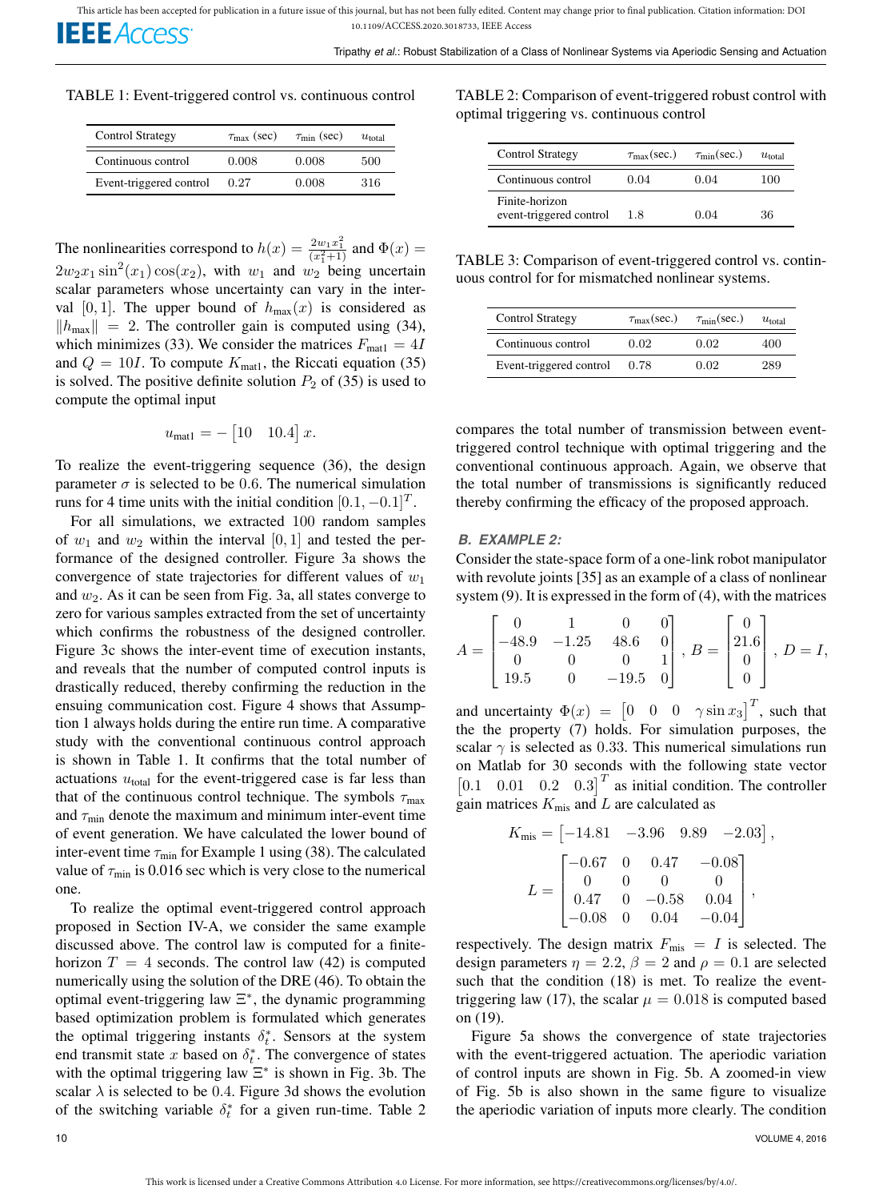TABLE 1: Event-triggered control vs. continuous control

| Control Strategy | $\tau_{\max}$ (sec) | $\tau_{\min}$ (sec) | $u_{\text{total}}$ |
|---|---|---|---|
| Continuous control | 0.008 | 0.008 | 500 |
| Event-triggered control | 0.27 | 0.008 | 316 |

The nonlinearities correspond to $h(x) = \frac{2w_1 x_1^2}{(x_1^2+1)}$ and $\Phi(x) = 2w_2 x_1 \sin^2(x_1)\cos(x_2)$, with $w_1$ and $w_2$ being uncertain scalar parameters whose uncertainty can vary in the interval $[0, 1]$. The upper bound of $h_{\max}(x)$ is considered as $\|h_{\max}\| = 2$. The controller gain is computed using (34), which minimizes (33). We consider the matrices $F_{\text{matl}} = 4I$ and $Q = 10I$. To compute $K_{\text{matl}}$, the Riccati equation (35) is solved. The positive definite solution $P_2$ of (35) is used to compute the optimal input

$$u_{\text{matl}} = -\begin{bmatrix} 10 & 10.4 \end{bmatrix} x.$$

To realize the event-triggering sequence (36), the design parameter $\sigma$ is selected to be 0.6. The numerical simulation runs for 4 time units with the initial condition $[0.1, -0.1]^T$.

For all simulations, we extracted 100 random samples of $w_1$ and $w_2$ within the interval $[0, 1]$ and tested the performance of the designed controller. Figure 3a shows the convergence of state trajectories for different values of $w_1$ and $w_2$. As it can be seen from Fig. 3a, all states converge to zero for various samples extracted from the set of uncertainty which confirms the robustness of the designed controller. Figure 3c shows the inter-event time of execution instants, and reveals that the number of computed control inputs is drastically reduced, thereby confirming the reduction in the ensuing communication cost. Figure 4 shows that Assumption 1 always holds during the entire run time. A comparative study with the conventional continuous control approach is shown in Table 1. It confirms that the total number of actuations $u_{\text{total}}$ for the event-triggered case is far less than that of the continuous control technique. The symbols $\tau_{\max}$ and $\tau_{\min}$ denote the maximum and minimum inter-event time of event generation. We have calculated the lower bound of inter-event time $\tau_{\min}$ for Example 1 using (38). The calculated value of $\tau_{\min}$ is 0.016 sec which is very close to the numerical one.

To realize the optimal event-triggered control approach proposed in Section IV-A, we consider the same example discussed above. The control law is computed for a finite-horizon $T = 4$ seconds. The control law (42) is computed numerically using the solution of the DRE (46). To obtain the optimal event-triggering law $\Xi^*$, the dynamic programming based optimization problem is formulated which generates the optimal triggering instants $\delta_t^*$. Sensors at the system end transmit state $x$ based on $\delta_t^*$. The convergence of states with the optimal triggering law $\Xi^*$ is shown in Fig. 3b. The scalar $\lambda$ is selected to be 0.4. Figure 3d shows the evolution of the switching variable $\delta_t^*$ for a given run-time. Table 2 compares the total number of transmission between event-triggered control technique with optimal triggering and the conventional continuous approach. Again, we observe that the total number of transmissions is significantly reduced thereby confirming the efficacy of the proposed approach.

TABLE 2: Comparison of event-triggered robust control with optimal triggering vs. continuous control

| Control Strategy | $\tau_{\max}$(sec.) | $\tau_{\min}$(sec.) | $u_{\text{total}}$ |
|---|---|---|---|
| Continuous control | 0.04 | 0.04 | 100 |
| Finite-horizon event-triggered control | 1.8 | 0.04 | 36 |

TABLE 3: Comparison of event-triggered control vs. continuous control for for mismatched nonlinear systems.

| Control Strategy | $\tau_{\max}$(sec.) | $\tau_{\min}$(sec.) | $u_{\text{total}}$ |
|---|---|---|---|
| Continuous control | 0.02 | 0.02 | 400 |
| Event-triggered control | 0.78 | 0.02 | 289 |

### *B. EXAMPLE 2:*

Consider the state-space form of a one-link robot manipulator with revolute joints [35] as an example of a class of nonlinear system (9). It is expressed in the form of (4), with the matrices

$$A = \begin{bmatrix} 0 & 1 & 0 & 0 \\ -48.9 & -1.25 & 48.6 & 0 \\ 0 & 0 & 0 & 1 \\ 19.5 & 0 & -19.5 & 0 \end{bmatrix}, \; B = \begin{bmatrix} 0 \\ 21.6 \\ 0 \\ 0 \end{bmatrix}, \; D = I,$$

and uncertainty $\Phi(x) = \begin{bmatrix} 0 & 0 & 0 & \gamma \sin x_3 \end{bmatrix}^T$, such that the the property (7) holds. For simulation purposes, the scalar $\gamma$ is selected as 0.33. This numerical simulations run on Matlab for 30 seconds with the following state vector $\begin{bmatrix} 0.1 & 0.01 & 0.2 & 0.3 \end{bmatrix}^T$ as initial condition. The controller gain matrices $K_{\text{mis}}$ and $L$ are calculated as

$$K_{\text{mis}} = \begin{bmatrix} -14.81 & -3.96 & 9.89 & -2.03 \end{bmatrix},$$

$$L = \begin{bmatrix} -0.67 & 0 & 0.47 & -0.08 \\ 0 & 0 & 0 & 0 \\ 0.47 & 0 & -0.58 & 0.04 \\ -0.08 & 0 & 0.04 & -0.04 \end{bmatrix},$$

respectively. The design matrix $F_{\text{mis}} = I$ is selected. The design parameters $\eta = 2.2$, $\beta = 2$ and $\rho = 0.1$ are selected such that the condition (18) is met. To realize the event-triggering law (17), the scalar $\mu = 0.018$ is computed based on (19).

Figure 5a shows the convergence of state trajectories with the event-triggered actuation. The aperiodic variation of control inputs are shown in Fig. 5b. A zoomed-in view of Fig. 5b is also shown in the same figure to visualize the aperiodic variation of inputs more clearly. The condition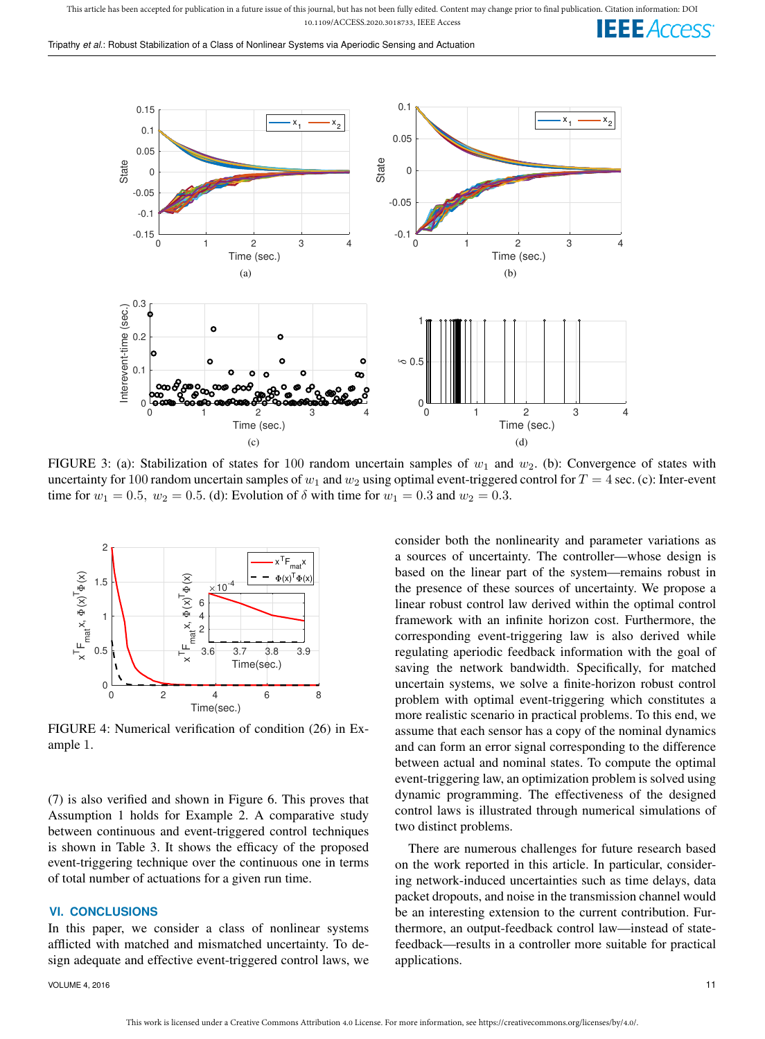FIGURE 3: (a): Stabilization of states for 100 random uncertain samples of $w_1$ and $w_2$. (b): Convergence of states with uncertainty for 100 random uncertain samples of $w_1$ and $w_2$ using optimal event-triggered control for $T = 4$ sec. (c): Inter-event time for $w_1 = 0.5,\ w_2 = 0.5$. (d): Evolution of $\delta$ with time for $w_1 = 0.3$ and $w_2 = 0.3$.

FIGURE 4: Numerical verification of condition (26) in Example 1.

(7) is also verified and shown in Figure 6. This proves that Assumption 1 holds for Example 2. A comparative study between continuous and event-triggered control techniques is shown in Table 3. It shows the efficacy of the proposed event-triggering technique over the continuous one in terms of total number of actuations for a given run time.

## VI. CONCLUSIONS

In this paper, we consider a class of nonlinear systems afflicted with matched and mismatched uncertainty. To design adequate and effective event-triggered control laws, we consider both the nonlinearity and parameter variations as a sources of uncertainty. The controller—whose design is based on the linear part of the system—remains robust in the presence of these sources of uncertainty. We propose a linear robust control law derived within the optimal control framework with an infinite horizon cost. Furthermore, the corresponding event-triggering law is also derived while regulating aperiodic feedback information with the goal of saving the network bandwidth. Specifically, for matched uncertain systems, we solve a finite-horizon robust control problem with optimal event-triggering which constitutes a more realistic scenario in practical problems. To this end, we assume that each sensor has a copy of the nominal dynamics and can form an error signal corresponding to the difference between actual and nominal states. To compute the optimal event-triggering law, an optimization problem is solved using dynamic programming. The effectiveness of the designed control laws is illustrated through numerical simulations of two distinct problems.

There are numerous challenges for future research based on the work reported in this article. In particular, considering network-induced uncertainties such as time delays, data packet dropouts, and noise in the transmission channel would be an interesting extension to the current contribution. Furthermore, an output-feedback control law—instead of state-feedback—results in a controller more suitable for practical applications.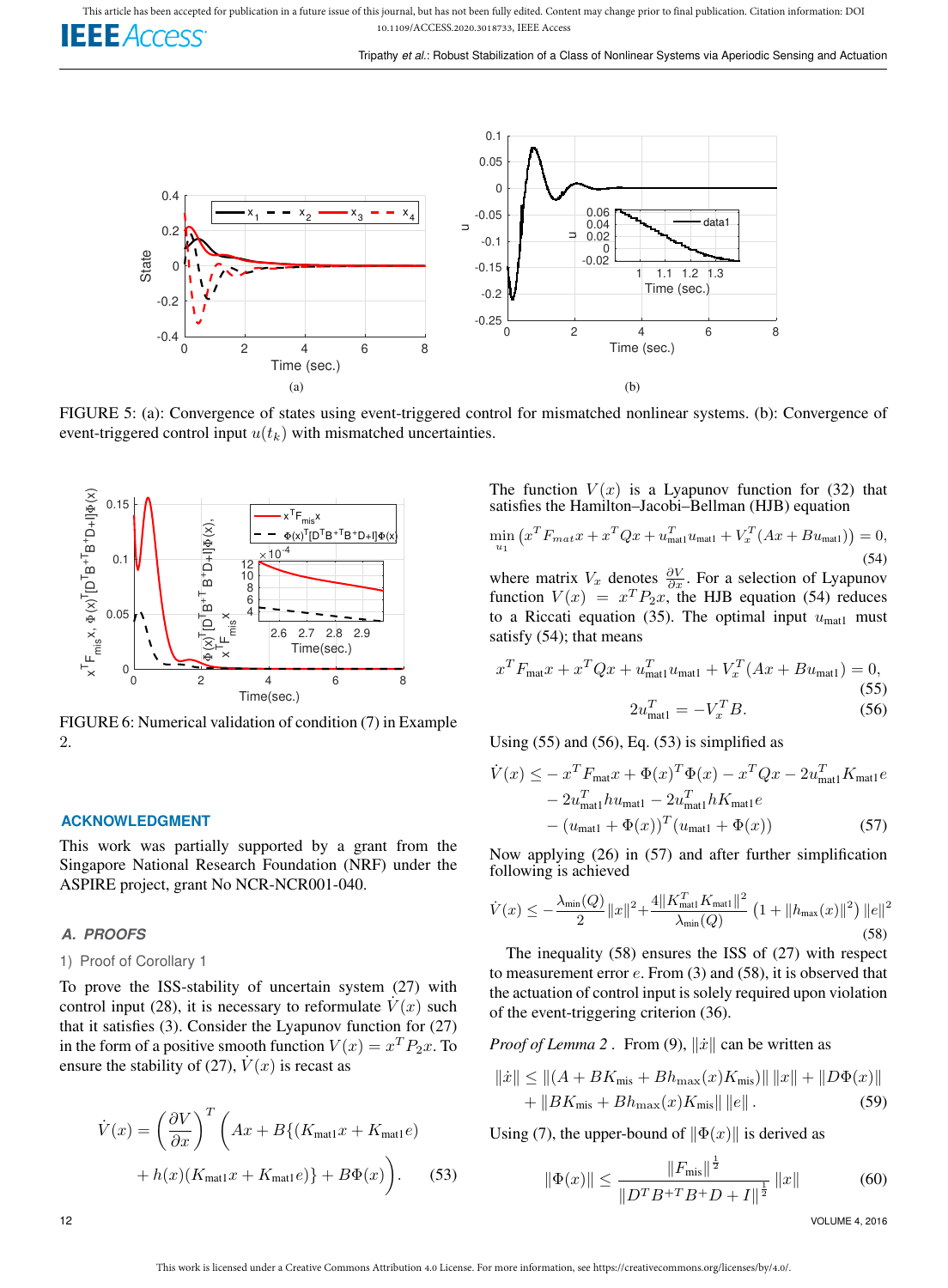FIGURE 5: (a): Convergence of states using event-triggered control for mismatched nonlinear systems. (b): Convergence of event-triggered control input $u(t_k)$ with mismatched uncertainties.

FIGURE 6: Numerical validation of condition (7) in Example 2.

## ACKNOWLEDGMENT

This work was partially supported by a grant from the Singapore National Research Foundation (NRF) under the ASPIRE project, grant No NCR-NCR001-040.

### A. PROOFS

#### 1) Proof of Corollary 1

To prove the ISS-stability of uncertain system (27) with control input (28), it is necessary to reformulate $\dot{V}(x)$ such that it satisfies (3). Consider the Lyapunov function for (27) in the form of a positive smooth function $V(x) = x^T P_2 x$. To ensure the stability of (27), $\dot{V}(x)$ is recast as

$$\dot{V}(x) = \left(\frac{\partial V}{\partial x}\right)^T \Big(Ax + B\{(K_{\text{mat1}}x + K_{\text{mat1}}e) + h(x)(K_{\text{mat1}}x + K_{\text{mat1}}e)\} + B\Phi(x)\Big). \tag{53}$$

The function $V(x)$ is a Lyapunov function for (32) that satisfies the Hamilton–Jacobi–Bellman (HJB) equation

$$\min_{u_1}\left(x^T F_{mat}x + x^T Qx + u_{\text{mat1}}^T u_{\text{mat1}} + V_x^T(Ax + Bu_{\text{mat1}})\right) = 0, \tag{54}$$

where matrix $V_x$ denotes $\frac{\partial V}{\partial x}$. For a selection of Lyapunov function $V(x) = x^T P_2 x$, the HJB equation (54) reduces to a Riccati equation (35). The optimal input $u_{\text{mat1}}$ must satisfy (54); that means

$$x^T F_{\text{mat}}x + x^T Qx + u_{\text{mat1}}^T u_{\text{mat1}} + V_x^T(Ax + Bu_{\text{mat1}}) = 0, \tag{55}$$

$$2u_{\text{mat1}}^T = -V_x^T B. \tag{56}$$

Using (55) and (56), Eq. (53) is simplified as

$$\begin{aligned}\dot{V}(x) \leq &- x^T F_{\text{mat}}x + \Phi(x)^T\Phi(x) - x^T Qx - 2u_{\text{mat1}}^T K_{\text{mat1}}e \\ &- 2u_{\text{mat1}}^T hu_{\text{mat1}} - 2u_{\text{mat1}}^T hK_{\text{mat1}}e \\ &- (u_{\text{mat1}} + \Phi(x))^T(u_{\text{mat1}} + \Phi(x))\end{aligned} \tag{57}$$

Now applying (26) in (57) and after further simplification following is achieved

$$\dot{V}(x) \leq -\frac{\lambda_{\min}(Q)}{2}\|x\|^2 + \frac{4\|K_{\text{mat1}}^T K_{\text{mat1}}\|^2}{\lambda_{\min}(Q)}\left(1 + \|h_{\max}(x)\|^2\right)\|e\|^2 \tag{58}$$

The inequality (58) ensures the ISS of (27) with respect to measurement error $e$. From (3) and (58), it is observed that the actuation of control input is solely required upon violation of the event-triggering criterion (36).

*Proof of Lemma 2 .* From (9), $\|\dot{x}\|$ can be written as

$$\begin{aligned}\|\dot{x}\| \leq &\|(A + BK_{\text{mis}} + Bh_{\max}(x)K_{\text{mis}})\|\,\|x\| + \|D\Phi(x)\| \\ &+ \|BK_{\text{mis}} + Bh_{\max}(x)K_{\text{mis}}\|\,\|e\|\,.\end{aligned} \tag{59}$$

Using (7), the upper-bound of $\|\Phi(x)\|$ is derived as

$$\|\Phi(x)\| \leq \frac{\|F_{\text{mis}}\|^{\frac{1}{2}}}{\|D^T B^{+T} B^+ D + I\|^{\frac{1}{2}}}\|x\| \tag{60}$$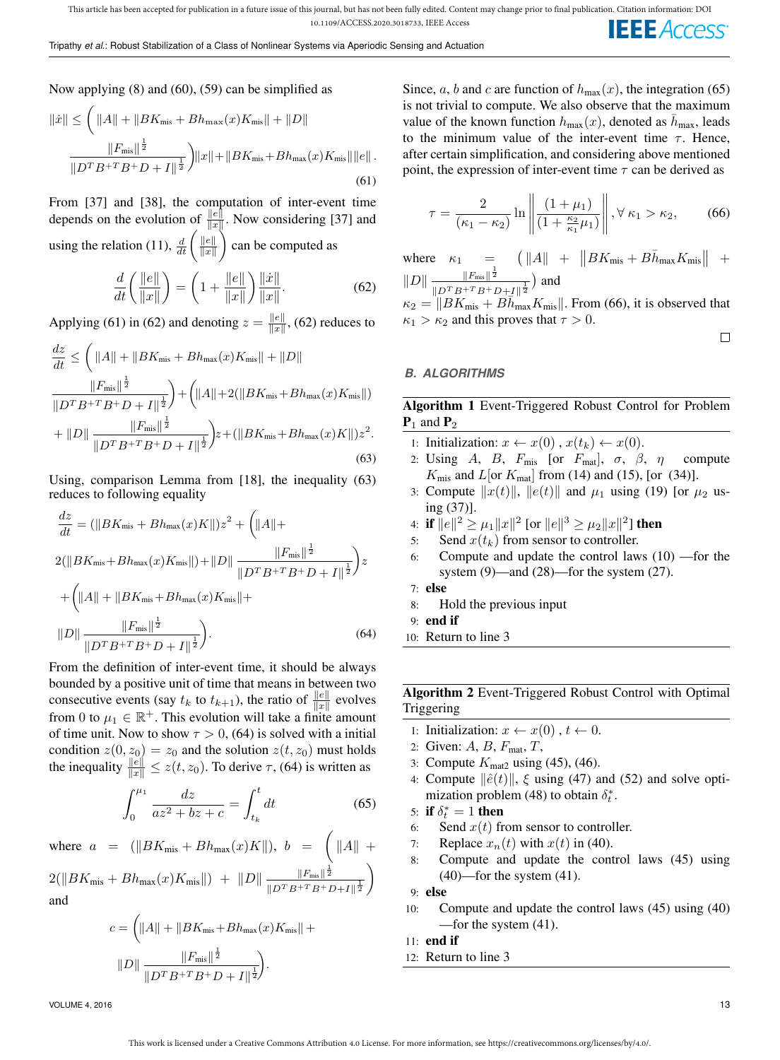Now applying (8) and (60), (59) can be simplified as

$$\|\dot{x}\| \leq \bigg( \|A\| + \|BK_{\text{mis}} + Bh_{\max}(x)K_{\text{mis}}\| + \|D\| \frac{\|F_{\text{mis}}\|^{\frac{1}{2}}}{\|D^T B^{+T} B^{+} D + I\|^{\frac{1}{2}}} \bigg)\|x\| + \|BK_{\text{mis}} + Bh_{\max}(x)K_{\text{mis}}\|\|e\|. \tag{61}$$

From [37] and [38], the computation of inter-event time depends on the evolution of $\frac{\|e\|}{\|x\|}$. Now considering [37] and using the relation (11), $\frac{d}{dt}\left(\frac{\|e\|}{\|x\|}\right)$ can be computed as

$$\frac{d}{dt}\left(\frac{\|e\|}{\|x\|}\right) = \left(1 + \frac{\|e\|}{\|x\|}\right)\frac{\|\dot{x}\|}{\|x\|}. \tag{62}$$

Applying (61) in (62) and denoting $z = \frac{\|e\|}{\|x\|}$, (62) reduces to

$$\frac{dz}{dt} \leq \bigg( \|A\| + \|BK_{\text{mis}} + Bh_{\max}(x)K_{\text{mis}}\| + \|D\| \frac{\|F_{\text{mis}}\|^{\frac{1}{2}}}{\|D^T B^{+T} B^{+} D + I\|^{\frac{1}{2}}} \bigg) + \bigg( \|A\| + 2(\|BK_{\text{mis}} + Bh_{\max}(x)K_{\text{mis}}\|) + \|D\| \frac{\|F_{\text{mis}}\|^{\frac{1}{2}}}{\|D^T B^{+T} B^{+} D + I\|^{\frac{1}{2}}} \bigg) z + (\|BK_{\text{mis}} + Bh_{\max}(x)K\|)z^2. \tag{63}$$

Using, comparison Lemma from [18], the inequality (63) reduces to following equality

$$\frac{dz}{dt} = (\|BK_{\text{mis}} + Bh_{\max}(x)K\|)z^2 + \bigg( \|A\| + 2(\|BK_{\text{mis}} + Bh_{\max}(x)K_{\text{mis}}\|) + \|D\| \frac{\|F_{\text{mis}}\|^{\frac{1}{2}}}{\|D^T B^{+T} B^{+} D + I\|^{\frac{1}{2}}} \bigg) z + \bigg( \|A\| + \|BK_{\text{mis}} + Bh_{\max}(x)K_{\text{mis}}\| + \|D\| \frac{\|F_{\text{mis}}\|^{\frac{1}{2}}}{\|D^T B^{+T} B^{+} D + I\|^{\frac{1}{2}}} \bigg). \tag{64}$$

From the definition of inter-event time, it should be always bounded by a positive unit of time that means in between two consecutive events (say $t_k$ to $t_{k+1}$), the ratio of $\frac{\|e\|}{\|x\|}$ evolves from 0 to $\mu_1 \in \mathbb{R}^+$. This evolution will take a finite amount of time unit. Now to show $\tau > 0$, (64) is solved with a initial condition $z(0, z_0) = z_0$ and the solution $z(t, z_0)$ must holds the inequality $\frac{\|e\|}{\|x\|} \leq z(t, z_0)$. To derive $\tau$, (64) is written as

$$\int_0^{\mu_1} \frac{dz}{az^2 + bz + c} = \int_{t_k}^{t} dt \tag{65}$$

where $a = (\|BK_{\text{mis}} + Bh_{\max}(x)K\|)$, $b = \bigg( \|A\| + 2(\|BK_{\text{mis}} + Bh_{\max}(x)K_{\text{mis}}\|) + \|D\| \frac{\|F_{\text{mis}}\|^{\frac{1}{2}}}{\|D^T B^{+T} B^{+} D + I\|^{\frac{1}{2}}} \bigg)$ and

$$c = \bigg( \|A\| + \|BK_{\text{mis}} + Bh_{\max}(x)K_{\text{mis}}\| + \|D\| \frac{\|F_{\text{mis}}\|^{\frac{1}{2}}}{\|D^T B^{+T} B^{+} D + I\|^{\frac{1}{2}}} \bigg).$$

Since, $a$, $b$ and $c$ are function of $h_{\max}(x)$, the integration (65) is not trivial to compute. We also observe that the maximum value of the known function $h_{\max}(x)$, denoted as $\bar{h}_{\max}$, leads to the minimum value of the inter-event time $\tau$. Hence, after certain simplification, and considering above mentioned point, the expression of inter-event time $\tau$ can be derived as

$$\tau = \frac{2}{(\kappa_1 - \kappa_2)} \ln \left\| \frac{(1 + \mu_1)}{(1 + \frac{\kappa_2}{\kappa_1}\mu_1)} \right\|, \forall\, \kappa_1 > \kappa_2, \tag{66}$$

where $\kappa_1 = \bigg( \|A\| + \|BK_{\text{mis}} + B\bar{h}_{\max}K_{\text{mis}}\| + \|D\| \frac{\|F_{\text{mis}}\|^{\frac{1}{2}}}{\|D^T B^{+T} B^{+} D + I\|^{\frac{1}{2}}} \bigg)$ and $\kappa_2 = \|BK_{\text{mis}} + B\bar{h}_{\max}K_{\text{mis}}\|$. From (66), it is observed that $\kappa_1 > \kappa_2$ and this proves that $\tau > 0$.

□

### B. ALGORITHMS

**Algorithm 1** Event-Triggered Robust Control for Problem $\mathbf{P}_1$ and $\mathbf{P}_2$

1: Initialization: $x \leftarrow x(0)$, $x(t_k) \leftarrow x(0)$.
2: Using $A$, $B$, $F_{\text{mis}}$ [or $F_{\text{mat}}$], $\sigma$, $\beta$, $\eta$ compute $K_{\text{mis}}$ and $L$[or $K_{\text{mat}}$] from (14) and (15), [or (34)].
3: Compute $\|x(t)\|$, $\|e(t)\|$ and $\mu_1$ using (19) [or $\mu_2$ using (37)].
4: **if** $\|e\|^2 \geq \mu_1\|x\|^2$ [or $\|e\|^3 \geq \mu_2\|x\|^2$] **then**
5: Send $x(t_k)$ from sensor to controller.
6: Compute and update the control laws (10) —for the system (9)—and (28)—for the system (27).
7: **else**
8: Hold the previous input
9: **end if**
10: Return to line 3

**Algorithm 2** Event-Triggered Robust Control with Optimal Triggering

1: Initialization: $x \leftarrow x(0)$, $t \leftarrow 0$.
2: Given: $A$, $B$, $F_{\text{mat}}$, $T$,
3: Compute $K_{\text{mat2}}$ using (45), (46).
4: Compute $\|\hat{e}(t)\|$, $\xi$ using (47) and (52) and solve optimization problem (48) to obtain $\delta_t^*$.
5: **if** $\delta_t^* = 1$ **then**
6: Send $x(t)$ from sensor to controller.
7: Replace $x_n(t)$ with $x(t)$ in (40).
8: Compute and update the control laws (45) using (40)—for the system (41).
9: **else**
10: Compute and update the control laws (45) using (40) —for the system (41).
11: **end if**
12: Return to line 3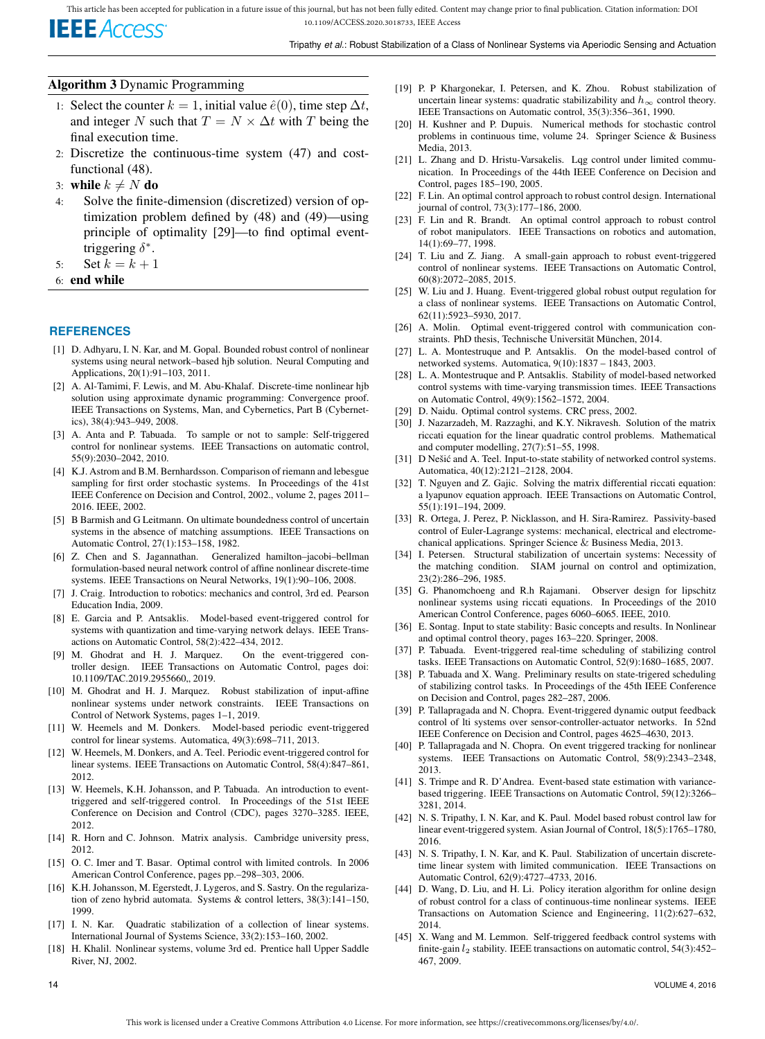**Algorithm 3** Dynamic Programming

1: Select the counter $k = 1$, initial value $\hat{e}(0)$, time step $\Delta t$, and integer $N$ such that $T = N \times \Delta t$ with $T$ being the final execution time.
2: Discretize the continuous-time system (47) and cost-functional (48).
3: **while** $k \neq N$ **do**
4: Solve the finite-dimension (discretized) version of optimization problem defined by (48) and (49)—using principle of optimality [29]—to find optimal event-triggering $\delta^*$.
5: Set $k = k + 1$
6: **end while**

## REFERENCES

[1] D. Adhyaru, I. N. Kar, and M. Gopal. Bounded robust control of nonlinear systems using neural network–based hjb solution. Neural Computing and Applications, 20(1):91–103, 2011.

[2] A. Al-Tamimi, F. Lewis, and M. Abu-Khalaf. Discrete-time nonlinear hjb solution using approximate dynamic programming: Convergence proof. IEEE Transactions on Systems, Man, and Cybernetics, Part B (Cybernetics), 38(4):943–949, 2008.

[3] A. Anta and P. Tabuada. To sample or not to sample: Self-triggered control for nonlinear systems. IEEE Transactions on automatic control, 55(9):2030–2042, 2010.

[4] K.J. Astrom and B.M. Bernhardsson. Comparison of riemann and lebesgue sampling for first order stochastic systems. In Proceedings of the 41st IEEE Conference on Decision and Control, 2002., volume 2, pages 2011–2016. IEEE, 2002.

[5] B Barmish and G Leitmann. On ultimate boundedness control of uncertain systems in the absence of matching assumptions. IEEE Transactions on Automatic Control, 27(1):153–158, 1982.

[6] Z. Chen and S. Jagannathan. Generalized hamilton–jacobi–bellman formulation-based neural network control of affine nonlinear discrete-time systems. IEEE Transactions on Neural Networks, 19(1):90–106, 2008.

[7] J. Craig. Introduction to robotics: mechanics and control, 3rd ed. Pearson Education India, 2009.

[8] E. Garcia and P. Antsaklis. Model-based event-triggered control for systems with quantization and time-varying network delays. IEEE Transactions on Automatic Control, 58(2):422–434, 2012.

[9] M. Ghodrat and H. J. Marquez. On the event-triggered controller design. IEEE Transactions on Automatic Control, pages doi: 10.1109/TAC.2019.2955660,, 2019.

[10] M. Ghodrat and H. J. Marquez. Robust stabilization of input-affine nonlinear systems under network constraints. IEEE Transactions on Control of Network Systems, pages 1–1, 2019.

[11] W. Heemels and M. Donkers. Model-based periodic event-triggered control for linear systems. Automatica, 49(3):698–711, 2013.

[12] W. Heemels, M. Donkers, and A. Teel. Periodic event-triggered control for linear systems. IEEE Transactions on Automatic Control, 58(4):847–861, 2012.

[13] W. Heemels, K.H. Johansson, and P. Tabuada. An introduction to event-triggered and self-triggered control. In Proceedings of the 51st IEEE Conference on Decision and Control (CDC), pages 3270–3285. IEEE, 2012.

[14] R. Horn and C. Johnson. Matrix analysis. Cambridge university press, 2012.

[15] O. C. Imer and T. Basar. Optimal control with limited controls. In 2006 American Control Conference, pages pp.–298–303, 2006.

[16] K.H. Johansson, M. Egerstedt, J. Lygeros, and S. Sastry. On the regularization of zeno hybrid automata. Systems & control letters, 38(3):141–150, 1999.

[17] I. N. Kar. Quadratic stabilization of a collection of linear systems. International Journal of Systems Science, 33(2):153–160, 2002.

[18] H. Khalil. Nonlinear systems, volume 3rd ed. Prentice hall Upper Saddle River, NJ, 2002.

[19] P. P Khargonekar, I. Petersen, and K. Zhou. Robust stabilization of uncertain linear systems: quadratic stabilizability and $h_\infty$ control theory. IEEE Transactions on Automatic control, 35(3):356–361, 1990.

[20] H. Kushner and P. Dupuis. Numerical methods for stochastic control problems in continuous time, volume 24. Springer Science & Business Media, 2013.

[21] L. Zhang and D. Hristu-Varsakelis. Lqg control under limited communication. In Proceedings of the 44th IEEE Conference on Decision and Control, pages 185–190, 2005.

[22] F. Lin. An optimal control approach to robust control design. International journal of control, 73(3):177–186, 2000.

[23] F. Lin and R. Brandt. An optimal control approach to robust control of robot manipulators. IEEE Transactions on robotics and automation, 14(1):69–77, 1998.

[24] T. Liu and Z. Jiang. A small-gain approach to robust event-triggered control of nonlinear systems. IEEE Transactions on Automatic Control, 60(8):2072–2085, 2015.

[25] W. Liu and J. Huang. Event-triggered global robust output regulation for a class of nonlinear systems. IEEE Transactions on Automatic Control, 62(11):5923–5930, 2017.

[26] A. Molin. Optimal event-triggered control with communication constraints. PhD thesis, Technische Universität München, 2014.

[27] L. A. Montestruque and P. Antsaklis. On the model-based control of networked systems. Automatica, 9(10):1837 – 1843, 2003.

[28] L. A. Montestruque and P. Antsaklis. Stability of model-based networked control systems with time-varying transmission times. IEEE Transactions on Automatic Control, 49(9):1562–1572, 2004.

[29] D. Naidu. Optimal control systems. CRC press, 2002.

[30] J. Nazarzadeh, M. Razzaghi, and K.Y. Nikravesh. Solution of the matrix riccati equation for the linear quadratic control problems. Mathematical and computer modelling, 27(7):51–55, 1998.

[31] D Nešić and A. Teel. Input-to-state stability of networked control systems. Automatica, 40(12):2121–2128, 2004.

[32] T. Nguyen and Z. Gajic. Solving the matrix differential riccati equation: a lyapunov equation approach. IEEE Transactions on Automatic Control, 55(1):191–194, 2009.

[33] R. Ortega, J. Perez, P. Nicklasson, and H. Sira-Ramirez. Passivity-based control of Euler-Lagrange systems: mechanical, electrical and electromechanical applications. Springer Science & Business Media, 2013.

[34] I. Petersen. Structural stabilization of uncertain systems: Necessity of the matching condition. SIAM journal on control and optimization, 23(2):286–296, 1985.

[35] G. Phanomchoeng and R.h Rajamani. Observer design for lipschitz nonlinear systems using riccati equations. In Proceedings of the 2010 American Control Conference, pages 6060–6065. IEEE, 2010.

[36] E. Sontag. Input to state stability: Basic concepts and results. In Nonlinear and optimal control theory, pages 163–220. Springer, 2008.

[37] P. Tabuada. Event-triggered real-time scheduling of stabilizing control tasks. IEEE Transactions on Automatic Control, 52(9):1680–1685, 2007.

[38] P. Tabuada and X. Wang. Preliminary results on state-trigered scheduling of stabilizing control tasks. In Proceedings of the 45th IEEE Conference on Decision and Control, pages 282–287, 2006.

[39] P. Tallapragada and N. Chopra. Event-triggered dynamic output feedback control of lti systems over sensor-controller-actuator networks. In 52nd IEEE Conference on Decision and Control, pages 4625–4630, 2013.

[40] P. Tallapragada and N. Chopra. On event triggered tracking for nonlinear systems. IEEE Transactions on Automatic Control, 58(9):2343–2348, 2013.

[41] S. Trimpe and R. D'Andrea. Event-based state estimation with variance-based triggering. IEEE Transactions on Automatic Control, 59(12):3266–3281, 2014.

[42] N. S. Tripathy, I. N. Kar, and K. Paul. Model based robust control law for linear event-triggered system. Asian Journal of Control, 18(5):1765–1780, 2016.

[43] N. S. Tripathy, I. N. Kar, and K. Paul. Stabilization of uncertain discrete-time linear system with limited communication. IEEE Transactions on Automatic Control, 62(9):4727–4733, 2016.

[44] D. Wang, D. Liu, and H. Li. Policy iteration algorithm for online design of robust control for a class of continuous-time nonlinear systems. IEEE Transactions on Automation Science and Engineering, 11(2):627–632, 2014.

[45] X. Wang and M. Lemmon. Self-triggered feedback control systems with finite-gain $l_2$ stability. IEEE transactions on automatic control, 54(3):452–467, 2009.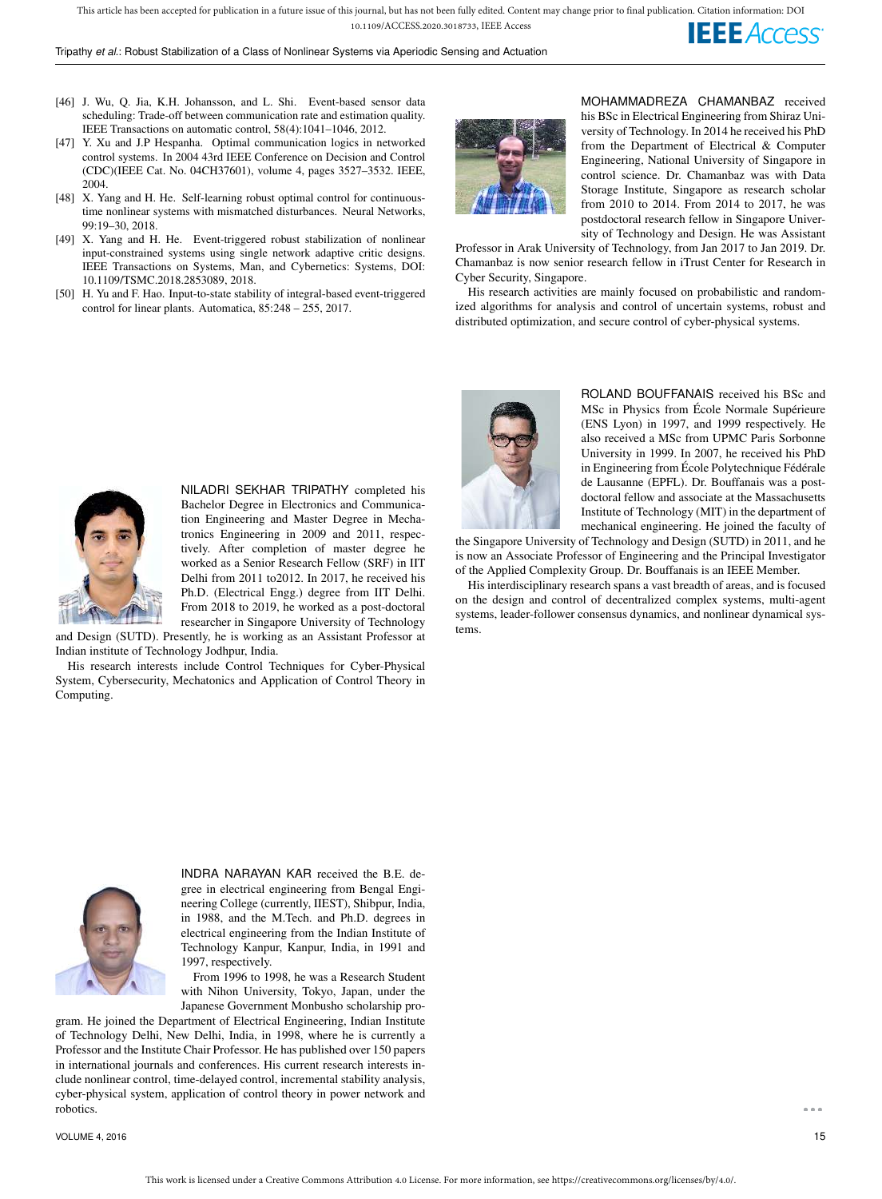[46] J. Wu, Q. Jia, K.H. Johansson, and L. Shi. Event-based sensor data scheduling: Trade-off between communication rate and estimation quality. IEEE Transactions on automatic control, 58(4):1041–1046, 2012.

[47] Y. Xu and J.P Hespanha. Optimal communication logics in networked control systems. In 2004 43rd IEEE Conference on Decision and Control (CDC)(IEEE Cat. No. 04CH37601), volume 4, pages 3527–3532. IEEE, 2004.

[48] X. Yang and H. He. Self-learning robust optimal control for continuous-time nonlinear systems with mismatched disturbances. Neural Networks, 99:19–30, 2018.

[49] X. Yang and H. He. Event-triggered robust stabilization of nonlinear input-constrained systems using single network adaptive critic designs. IEEE Transactions on Systems, Man, and Cybernetics: Systems, DOI: 10.1109/TSMC.2018.2853089, 2018.

[50] H. Yu and F. Hao. Input-to-state stability of integral-based event-triggered control for linear plants. Automatica, 85:248 – 255, 2017.

NILADRI SEKHAR TRIPATHY completed his Bachelor Degree in Electronics and Communication Engineering and Master Degree in Mechatronics Engineering in 2009 and 2011, respectively. After completion of master degree he worked as a Senior Research Fellow (SRF) in IIT Delhi from 2011 to2012. In 2017, he received his Ph.D. (Electrical Engg.) degree from IIT Delhi. From 2018 to 2019, he worked as a post-doctoral researcher in Singapore University of Technology and Design (SUTD). Presently, he is working as an Assistant Professor at Indian institute of Technology Jodhpur, India.

His research interests include Control Techniques for Cyber-Physical System, Cybersecurity, Mechatonics and Application of Control Theory in Computing.

INDRA NARAYAN KAR received the B.E. degree in electrical engineering from Bengal Engineering College (currently, IIEST), Shibpur, India, in 1988, and the M.Tech. and Ph.D. degrees in electrical engineering from the Indian Institute of Technology Kanpur, Kanpur, India, in 1991 and 1997, respectively.

From 1996 to 1998, he was a Research Student with Nihon University, Tokyo, Japan, under the Japanese Government Monbusho scholarship program. He joined the Department of Electrical Engineering, Indian Institute of Technology Delhi, New Delhi, India, in 1998, where he is currently a Professor and the Institute Chair Professor. He has published over 150 papers in international journals and conferences. His current research interests include nonlinear control, time-delayed control, incremental stability analysis, cyber-physical system, application of control theory in power network and robotics.

MOHAMMADREZA CHAMANBAZ received his BSc in Electrical Engineering from Shiraz University of Technology. In 2014 he received his PhD from the Department of Electrical & Computer Engineering, National University of Singapore in control science. Dr. Chamanbaz was with Data Storage Institute, Singapore as research scholar from 2010 to 2014. From 2014 to 2017, he was postdoctoral research fellow in Singapore University of Technology and Design. He was Assistant Professor in Arak University of Technology, from Jan 2017 to Jan 2019. Dr. Chamanbaz is now senior research fellow in iTrust Center for Research in Cyber Security, Singapore.

His research activities are mainly focused on probabilistic and randomized algorithms for analysis and control of uncertain systems, robust and distributed optimization, and secure control of cyber-physical systems.

ROLAND BOUFFANAIS received his BSc and MSc in Physics from École Normale Supérieure (ENS Lyon) in 1997, and 1999 respectively. He also received a MSc from UPMC Paris Sorbonne University in 1999. In 2007, he received his PhD in Engineering from École Polytechnique Fédérale de Lausanne (EPFL). Dr. Bouffanais was a post-doctoral fellow and associate at the Massachusetts Institute of Technology (MIT) in the department of mechanical engineering. He joined the faculty of the Singapore University of Technology and Design (SUTD) in 2011, and he is now an Associate Professor of Engineering and the Principal Investigator of the Applied Complexity Group. Dr. Bouffanais is an IEEE Member.

His interdisciplinary research spans a vast breadth of areas, and is focused on the design and control of decentralized complex systems, multi-agent systems, leader-follower consensus dynamics, and nonlinear dynamical systems.